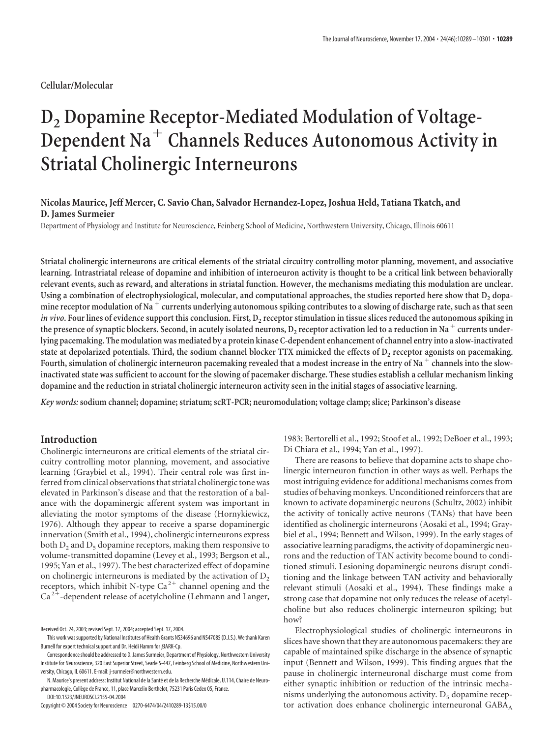Cellular/Molecular

# $D_2$ Dopamine Receptor-Mediated Modulation of Voltage-Dependent $Na^+$ Channels Reduces Autonomous Activity in Striatal Cholinergic Interneurons

**Nicolas Maurice, Jeff Mercer, C. Savio Chan, Salvador Hernandez-Lopez, Joshua Held, Tatiana Tkatch, and D. James Surmeier**

Department of Physiology and Institute for Neuroscience, Feinberg School of Medicine, Northwestern University, Chicago, Illinois 60611

**Striatal cholinergic interneurons are critical elements of the striatal circuitry controlling motor planning, movement, and associative learning. Intrastriatal release of dopamine and inhibition of interneuron activity is thought to be a critical link between behaviorally relevant events, such as reward, and alterations in striatal function. However, the mechanisms mediating this modulation are unclear. Using a combination of electrophysiological, molecular, and computational approaches, the studies reported here show that $D_2$ dopamine receptor modulation of $Na^+$ currents underlying autonomous spiking contributes to a slowing of discharge rate, such as that seen *in vivo*. Four lines of evidence support this conclusion. First, $D_2$ receptor stimulation in tissue slices reduced the autonomous spiking in the presence of synaptic blockers. Second, in acutely isolated neurons, $D_2$ receptor activation led to a reduction in $Na^+$ currents underlying pacemaking. The modulation was mediated by a protein kinase C-dependent enhancement of channel entry into a slow-inactivated state at depolarized potentials. Third, the sodium channel blocker TTX mimicked the effects of $D_2$ receptor agonists on pacemaking. Fourth, simulation of cholinergic interneuron pacemaking revealed that a modest increase in the entry of $Na^+$ channels into the slow-inactivated state was sufficient to account for the slowing of pacemaker discharge. These studies establish a cellular mechanism linking dopamine and the reduction in striatal cholinergic interneuron activity seen in the initial stages of associative learning.**

***Key words:*** **sodium channel; dopamine; striatum; scRT-PCR; neuromodulation; voltage clamp; slice; Parkinson's disease**

## Introduction

Cholinergic interneurons are critical elements of the striatal circuitry controlling motor planning, movement, and associative learning (Graybiel et al., 1994). Their central role was first inferred from clinical observations that striatal cholinergic tone was elevated in Parkinson's disease and that the restoration of a balance with the dopaminergic afferent system was important in alleviating the motor symptoms of the disease (Hornykiewicz, 1976). Although they appear to receive a sparse dopaminergic innervation (Smith et al., 1994), cholinergic interneurons express both $D_2$ and $D_5$ dopamine receptors, making them responsive to volume-transmitted dopamine (Levey et al., 1993; Bergson et al., 1995; Yan et al., 1997). The best characterized effect of dopamine on cholinergic interneurons is mediated by the activation of $D_2$ receptors, which inhibit N-type $Ca^{2+}$ channel opening and the $Ca^{2+}$-dependent release of acetylcholine (Lehmann and Langer, 1983; Bertorelli et al., 1992; Stoof et al., 1992; DeBoer et al., 1993; Di Chiara et al., 1994; Yan et al., 1997).

There are reasons to believe that dopamine acts to shape cholinergic interneuron function in other ways as well. Perhaps the most intriguing evidence for additional mechanisms comes from studies of behaving monkeys. Unconditioned reinforcers that are known to activate dopaminergic neurons (Schultz, 2002) inhibit the activity of tonically active neurons (TANs) that have been identified as cholinergic interneurons (Aosaki et al., 1994; Graybiel et al., 1994; Bennett and Wilson, 1999). In the early stages of associative learning paradigms, the activity of dopaminergic neurons and the reduction of TAN activity become bound to conditioned stimuli. Lesioning dopaminergic neurons disrupt conditioning and the linkage between TAN activity and behaviorally relevant stimuli (Aosaki et al., 1994). These findings make a strong case that dopamine not only reduces the release of acetylcholine but also reduces cholinergic interneuron spiking; but how?

Electrophysiological studies of cholinergic interneurons in slices have shown that they are autonomous pacemakers: they are capable of maintained spike discharge in the absence of synaptic input (Bennett and Wilson, 1999). This finding argues that the pause in cholinergic interneuronal discharge must come from either synaptic inhibition or reduction of the intrinsic mechanisms underlying the autonomous activity. $D_5$ dopamine receptor activation does enhance cholinergic interneuronal $GABA_A$

Received Oct. 24, 2003; revised Sept. 17, 2004; accepted Sept. 17, 2004.

This work was supported by National Institutes of Health Grants NS34696 and NS47085 (D.J.S.). We thank Karen Burnell for expert technical support and Dr. Heidi Hamm for βARK-Cp.

Correspondence should be addressed to D. James Surmeier, Department of Physiology, Northwestern University Institute for Neuroscience, 320 East Superior Street, Searle 5-447, Feinberg School of Medicine, Northwestern University, Chicago, IL 60611. E-mail: j-surmeier@northwestern.edu.

N. Maurice's present address: Institut National de la Santé et de la Recherche Médicale, U.114, Chaire de Neuropharmacologie, Collège de France, 11, place Marcelin Berthelot, 75231 Paris Cedex 05, France.

DOI:10.1523/JNEUROSCI.2155-04.2004

Copyright © 2004 Society for Neuroscience 0270-6474/04/2410289-13$15.00/0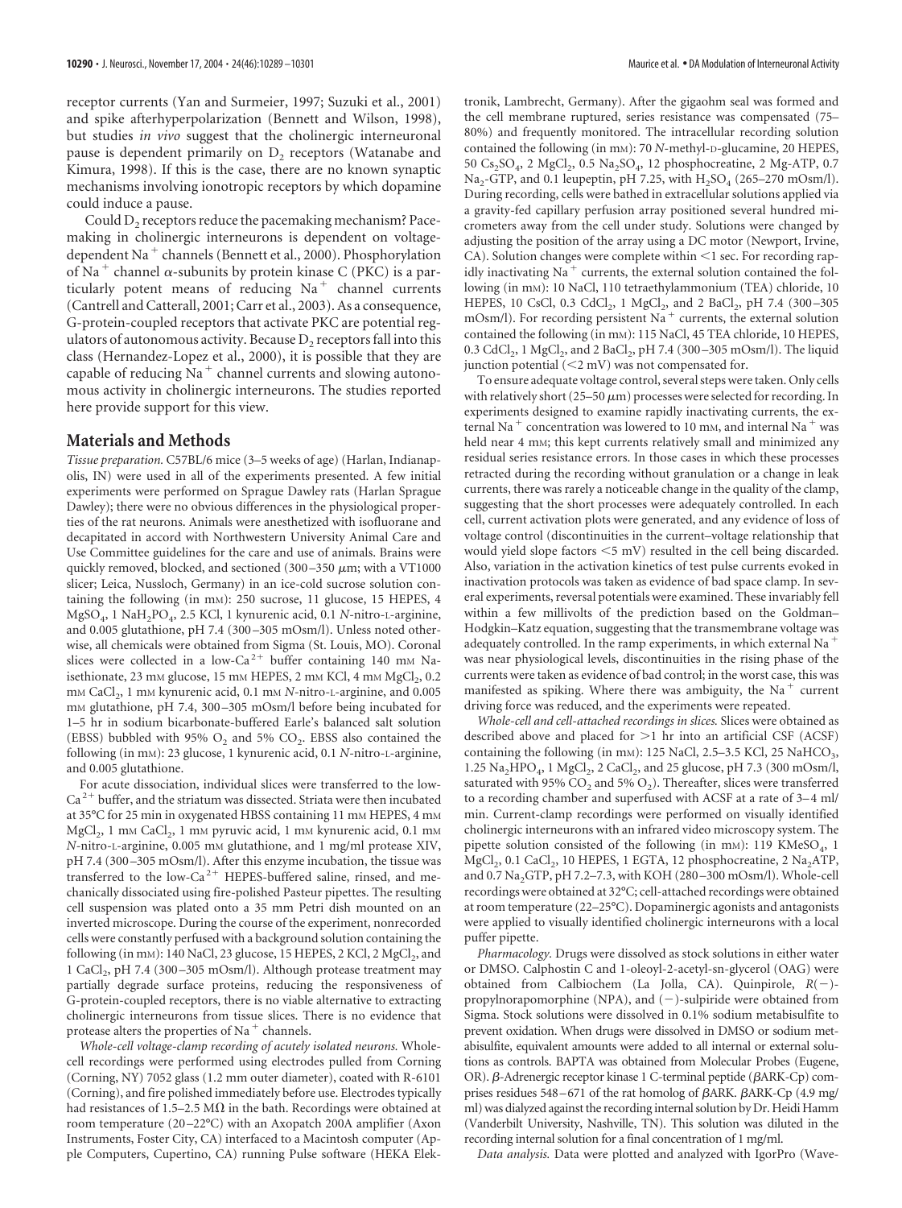receptor currents (Yan and Surmeier, 1997; Suzuki et al., 2001) and spike afterhyperpolarization (Bennett and Wilson, 1998), but studies *in vivo* suggest that the cholinergic interneuronal pause is dependent primarily on $D_2$ receptors (Watanabe and Kimura, 1998). If this is the case, there are no known synaptic mechanisms involving ionotropic receptors by which dopamine could induce a pause.

Could $D_2$ receptors reduce the pacemaking mechanism? Pacemaking in cholinergic interneurons is dependent on voltage-dependent $Na^+$ channels (Bennett et al., 2000). Phosphorylation of $Na^+$ channel α-subunits by protein kinase C (PKC) is a particularly potent means of reducing $Na^+$ channel currents (Cantrell and Catterall, 2001; Carr et al., 2003). As a consequence, G-protein-coupled receptors that activate PKC are potential regulators of autonomous activity. Because $D_2$ receptors fall into this class (Hernandez-Lopez et al., 2000), it is possible that they are capable of reducing $Na^+$ channel currents and slowing autonomous activity in cholinergic interneurons. The studies reported here provide support for this view.

## Materials and Methods

*Tissue preparation.* C57BL/6 mice (3–5 weeks of age) (Harlan, Indianapolis, IN) were used in all of the experiments presented. A few initial experiments were performed on Sprague Dawley rats (Harlan Sprague Dawley); there were no obvious differences in the physiological properties of the rat neurons. Animals were anesthetized with isofluorane and decapitated in accord with Northwestern University Animal Care and Use Committee guidelines for the care and use of animals. Brains were quickly removed, blocked, and sectioned (300–350 μm; with a VT1000 slicer; Leica, Nussloch, Germany) in an ice-cold sucrose solution containing the following (in mM): 250 sucrose, 11 glucose, 15 HEPES, 4 $MgSO_4$, 1 $NaH_2PO_4$, 2.5 KCl, 1 kynurenic acid, 0.1 *N*-nitro-L-arginine, and 0.005 glutathione, pH 7.4 (300–305 mOsm/l). Unless noted otherwise, all chemicals were obtained from Sigma (St. Louis, MO). Coronal slices were collected in a low-$Ca^{2+}$ buffer containing 140 mM Na-isethionate, 23 mM glucose, 15 mM HEPES, 2 mM KCl, 4 mM $MgCl_2$, 0.2 mM $CaCl_2$, 1 mM kynurenic acid, 0.1 mM *N*-nitro-L-arginine, and 0.005 mM glutathione, pH 7.4, 300–305 mOsm/l before being incubated for 1–5 hr in sodium bicarbonate-buffered Earle's balanced salt solution (EBSS) bubbled with 95% $O_2$ and 5% $CO_2$. EBSS also contained the following (in mM): 23 glucose, 1 kynurenic acid, 0.1 *N*-nitro-L-arginine, and 0.005 glutathione.

For acute dissociation, individual slices were transferred to the low-$Ca^{2+}$ buffer, and the striatum was dissected. Striata were then incubated at 35°C for 25 min in oxygenated HBSS containing 11 mM HEPES, 4 mM $MgCl_2$, 1 mM $CaCl_2$, 1 mM pyruvic acid, 1 mM kynurenic acid, 0.1 mM *N*-nitro-L-arginine, 0.005 mM glutathione, and 1 mg/ml protease XIV, pH 7.4 (300–305 mOsm/l). After this enzyme incubation, the tissue was transferred to the low-$Ca^{2+}$ HEPES-buffered saline, rinsed, and mechanically dissociated using fire-polished Pasteur pipettes. The resulting cell suspension was plated onto a 35 mm Petri dish mounted on an inverted microscope. During the course of the experiment, nonrecorded cells were constantly perfused with a background solution containing the following (in mM): 140 NaCl, 23 glucose, 15 HEPES, 2 KCl, 2 $MgCl_2$, and 1 $CaCl_2$, pH 7.4 (300–305 mOsm/l). Although protease treatment may partially degrade surface proteins, reducing the responsiveness of G-protein-coupled receptors, there is no viable alternative to extracting cholinergic interneurons from tissue slices. There is no evidence that protease alters the properties of $Na^+$ channels.

*Whole-cell voltage-clamp recording of acutely isolated neurons.* Whole-cell recordings were performed using electrodes pulled from Corning (Corning, NY) 7052 glass (1.2 mm outer diameter), coated with R-6101 (Corning), and fire polished immediately before use. Electrodes typically had resistances of 1.5–2.5 MΩ in the bath. Recordings were obtained at room temperature (20–22°C) with an Axopatch 200A amplifier (Axon Instruments, Foster City, CA) interfaced to a Macintosh computer (Apple Computers, Cupertino, CA) running Pulse software (HEKA Elektronik, Lambrecht, Germany). After the gigaohm seal was formed and the cell membrane ruptured, series resistance was compensated (75–80%) and frequently monitored. The intracellular recording solution contained the following (in mM): 70 *N*-methyl-D-glucamine, 20 HEPES, 50 $Cs_2SO_4$, 2 $MgCl_2$, 0.5 $Na_2SO_4$, 12 phosphocreatine, 2 Mg-ATP, 0.7 $Na_2$-GTP, and 0.1 leupeptin, pH 7.25, with $H_2SO_4$ (265–270 mOsm/l). During recording, cells were bathed in extracellular solutions applied via a gravity-fed capillary perfusion array positioned several hundred micrometers away from the cell under study. Solutions were changed by adjusting the position of the array using a DC motor (Newport, Irvine, CA). Solution changes were complete within <1 sec. For recording rapidly inactivating $Na^+$ currents, the external solution contained the following (in mM): 10 NaCl, 110 tetraethylammonium (TEA) chloride, 10 HEPES, 10 CsCl, 0.3 $CdCl_2$, 1 $MgCl_2$, and 2 $BaCl_2$, pH 7.4 (300–305 mOsm/l). For recording persistent $Na^+$ currents, the external solution contained the following (in mM): 115 NaCl, 45 TEA chloride, 10 HEPES, 0.3 $CdCl_2$, 1 $MgCl_2$, and 2 $BaCl_2$, pH 7.4 (300–305 mOsm/l). The liquid junction potential (<2 mV) was not compensated for.

To ensure adequate voltage control, several steps were taken. Only cells with relatively short (25–50 μm) processes were selected for recording. In experiments designed to examine rapidly inactivating currents, the external $Na^+$ concentration was lowered to 10 mM, and internal $Na^+$ was held near 4 mM; this kept currents relatively small and minimized any residual series resistance errors. In those cases in which these processes retracted during the recording without granulation or a change in leak currents, there was rarely a noticeable change in the quality of the clamp, suggesting that the short processes were adequately controlled. In each cell, current activation plots were generated, and any evidence of loss of voltage control (discontinuities in the current–voltage relationship that would yield slope factors <5 mV) resulted in the cell being discarded. Also, variation in the activation kinetics of test pulse currents evoked in inactivation protocols was taken as evidence of bad space clamp. In several experiments, reversal potentials were examined. These invariably fell within a few millivolts of the prediction based on the Goldman–Hodgkin–Katz equation, suggesting that the transmembrane voltage was adequately controlled. In the ramp experiments, in which external $Na^+$ was near physiological levels, discontinuities in the rising phase of the currents were taken as evidence of bad control; in the worst case, this was manifested as spiking. Where there was ambiguity, the $Na^+$ current driving force was reduced, and the experiments were repeated.

*Whole-cell and cell-attached recordings in slices.* Slices were obtained as described above and placed for >1 hr into an artificial CSF (ACSF) containing the following (in mM): 125 NaCl, 2.5–3.5 KCl, 25 $NaHCO_3$, 1.25 $Na_2HPO_4$, 1 $MgCl_2$, 2 $CaCl_2$, and 25 glucose, pH 7.3 (300 mOsm/l, saturated with 95% $CO_2$ and 5% $O_2$). Thereafter, slices were transferred to a recording chamber and superfused with ACSF at a rate of 3–4 ml/min. Current-clamp recordings were performed on visually identified cholinergic interneurons with an infrared video microscopy system. The pipette solution consisted of the following (in mM): 119 $KMeSO_4$, 1 $MgCl_2$, 0.1 $CaCl_2$, 10 HEPES, 1 EGTA, 12 phosphocreatine, 2 $Na_2$ATP, and 0.7 $Na_2$GTP, pH 7.2–7.3, with KOH (280–300 mOsm/l). Whole-cell recordings were obtained at 32°C; cell-attached recordings were obtained at room temperature (22–25°C). Dopaminergic agonists and antagonists were applied to visually identified cholinergic interneurons with a local puffer pipette.

*Pharmacology.* Drugs were dissolved as stock solutions in either water or DMSO. Calphostin C and 1-oleoyl-2-acetyl-sn-glycerol (OAG) were obtained from Calbiochem (La Jolla, CA). Quinpirole, *R*(−)-propylnorapomorphine (NPA), and (−)-sulpiride were obtained from Sigma. Stock solutions were dissolved in 0.1% sodium metabisulfite to prevent oxidation. When drugs were dissolved in DMSO or sodium metabisulfite, equivalent amounts were added to all internal or external solutions as controls. BAPTA was obtained from Molecular Probes (Eugene, OR). β-Adrenergic receptor kinase 1 C-terminal peptide (βARK-Cp) comprises residues 548–671 of the rat homolog of βARK. βARK-Cp (4.9 mg/ml) was dialyzed against the recording internal solution by Dr. Heidi Hamm (Vanderbilt University, Nashville, TN). This solution was diluted in the recording internal solution for a final concentration of 1 mg/ml.

*Data analysis.* Data were plotted and analyzed with IgorPro (Wave-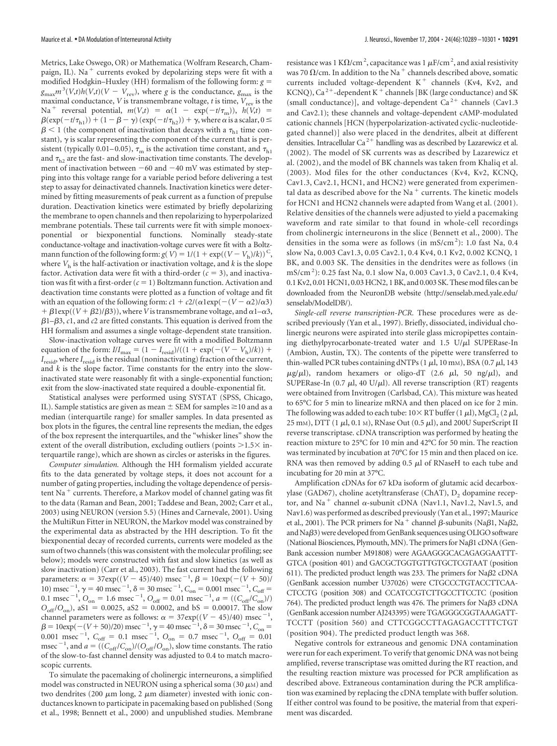Metrics, Lake Oswego, OR) or Mathematica (Wolfram Research, Champaign, IL). $Na^+$ currents evoked by depolarizing steps were fit with a modified Hodgkin–Huxley (HH) formalism of the following form: $g = g_{max}m^3(V,t)h(V,t)(V - V_{rev})$, where $g$ is the conductance, $g_{max}$ is the maximal conductance, $V$ is transmembrane voltage, $t$ is time, $V_{rev}$ is the $Na^+$ reversal potential, $m(V,t) = \alpha(1 - \exp(-t/\tau_m))$, $h(V,t) = \beta(\exp(-t/\tau_{h1})) + (1 - \beta - \gamma)(\exp(-t/\tau_{h2})) + \gamma$, where $\alpha$ is a scalar, $0 \leq \beta < 1$ (the component of inactivation that decays with a $\tau_{h1}$ time constant), $\gamma$ is scalar representing the component of the current that is persistent (typically 0.01–0.05), $\tau_m$ is the activation time constant, and $\tau_{h1}$ and $\tau_{h2}$ are the fast- and slow-inactivation time constants. The development of inactivation between −60 and −40 mV was estimated by stepping into this voltage range for a variable period before delivering a test step to assay for deinactivated channels. Inactivation kinetics were determined by fitting measurements of peak current as a function of prepulse duration. Deactivation kinetics were estimated by briefly depolarizing the membrane to open channels and then repolarizing to hyperpolarized membrane potentials. These tail currents were fit with simple monoexponential or biexponential functions. Nominally steady-state conductance-voltage and inactivation-voltage curves were fit with a Boltzmann function of the following form: $g(V) = 1/(1 + \exp((V - V_h)/k))^C$, where $V_h$ is the half-activation or inactivation voltage, and $k$ is the slope factor. Activation data were fit with a third-order ($c = 3$), and inactivation was fit with a first-order ($c = 1$) Boltzmann function. Activation and deactivation time constants were plotted as a function of voltage and fit with an equation of the following form: $c1 + c2/(\alpha1\exp(-(V - \alpha2)/\alpha3) + \beta1\exp((V + \beta2)/\beta3))$, where $V$ is transmembrane voltage, and $\alpha1$–$\alpha3$, $\beta1$–$\beta3$, $c1$, and $c2$ are fitted constants. This equation is derived from the HH formalism and assumes a single voltage-dependent state transition.

Slow-inactivation voltage curves were fit with a modified Boltzmann equation of the form: $I/I_{max} = (1 - I_{resid})/((1 + \exp(-(V - V_h)/k)) + I_{resid}$, where $I_{resid}$ is the residual (noninactivating) fraction of the current, and $k$ is the slope factor. Time constants for the entry into the slow-inactivated state were reasonably fit with a single-exponential function; exit from the slow-inactivated state required a double-exponential fit.

Statistical analyses were performed using SYSTAT (SPSS, Chicago, IL). Sample statistics are given as mean ± SEM for samples ≥10 and as a median (interquartile range) for smaller samples. In data presented as box plots in the figures, the central line represents the median, the edges of the box represent the interquartiles, and the "whisker lines" show the extent of the overall distribution, excluding outliers (points >1.5× interquartile range), which are shown as circles or asterisks in the figures.

*Computer simulation.* Although the HH formalism yielded accurate fits to the data generated by voltage steps, it does not account for a number of gating properties, including the voltage dependence of persistent $Na^+$ currents. Therefore, a Markov model of channel gating was fit to the data (Raman and Bean, 2001; Taddese and Bean, 2002; Carr et al., 2003) using NEURON (version 5.5) (Hines and Carnevale, 2001). Using the MultiRun Fitter in NEURON, the Markov model was constrained by the experimental data as abstracted by the HH description. To fit the biexponential decay of recorded currents, currents were modeled as the sum of two channels (this was consistent with the molecular profiling; see below); models were constructed with fast and slow kinetics (as well as slow inactivation) (Carr et al., 2003). The fast current had the following parameters: $\alpha = 37\exp((V - 45)/40)$ msec$^{-1}$, $\beta = 10\exp(-(V + 50)/10)$ msec$^{-1}$, $\gamma = 40$ msec$^{-1}$, $\delta = 30$ msec$^{-1}$, $C_{on} = 0.001$ msec$^{-1}$, $C_{off} = 0.1$ msec$^{-1}$, $O_{on} = 1.6$ msec$^{-1}$, $O_{off} = 0.01$ msec$^{-1}$, $a = ((C_{off}/C_{on})/O_{off}/O_{on})$, aS1 = 0.0025, aS2 = 0.0002, and bS = 0.00017. The slow channel parameters were as follows: $\alpha = 37\exp((V - 45)/40)$ msec$^{-1}$, $\beta = 10\exp(-(V + 50)/20)$ msec$^{-1}$, $\gamma = 40$ msec$^{-1}$, $\delta = 30$ msec$^{-1}$, $C_{on} = 0.001$ msec$^{-1}$, $C_{off} = 0.1$ msec$^{-1}$, $O_{on} = 0.7$ msec$^{-1}$, $O_{off} = 0.01$ msec$^{-1}$, and $a = ((C_{off}/C_{on})/(O_{off}/O_{on})$, slow time constants. The ratio of the slow-to-fast channel density was adjusted to 0.4 to match macroscopic currents.

To simulate the pacemaking of cholinergic interneurons, a simplified model was constructed in NEURON using a spherical soma (30 μM) and two dendrites (200 μm long, 2 μm diameter) invested with ionic conductances known to participate in pacemaking based on published (Song et al., 1998; Bennett et al., 2000) and unpublished studies. Membrane resistance was 1 KΩ/cm$^2$, capacitance was 1 μF/cm$^2$, and axial resistivity was 70 Ω/cm. In addition to the $Na^+$ channels described above, somatic currents included voltage-dependent $K^+$ channels (Kv4, Kv2, and KCNQ), $Ca^{2+}$-dependent $K^+$ channels [BK (large conductance) and SK (small conductance)], and voltage-dependent $Ca^{2+}$ channels (Cav1.3 and Cav2.1); these channels and voltage-dependent cAMP-modulated cationic channels [HCN (hyperpolarization-activated cyclic-nucleotide-gated channel)] also were placed in the dendrites, albeit at different densities. Intracellular $Ca^{2+}$ handling was as described by Lazarewicz et al. (2002). The model of SK currents was as described by Lazarewicz et al. (2002), and the model of BK channels was taken from Khaliq et al. (2003). Mod files for the other conductances (Kv4, Kv2, KCNQ, Cav1.3, Cav2.1, HCN1, and HCN2) were generated from experimental data as described above for the $Na^+$ currents. The kinetic models for HCN1 and HCN2 channels were adapted from Wang et al. (2001). Relative densities of the channels were adjusted to yield a pacemaking waveform and rate similar to that found in whole-cell recordings from cholinergic interneurons in the slice (Bennett et al., 2000). The densities in the soma were as follows (in mS/cm$^2$): 1.0 fast Na, 0.4 slow Na, 0.003 Cav1.3, 0.05 Cav2.1, 0.4 Kv4, 0.1 Kv2, 0.002 KCNQ, 1 BK, and 0.003 SK. The densities in the dendrites were as follows (in mS/cm$^2$): 0.25 fast Na, 0.1 slow Na, 0.003 Cav1.3, 0 Cav2.1, 0.4 Kv4, 0.1 Kv2, 0.01 HCN1, 0.03 HCN2, 1 BK, and 0.003 SK. These mod files can be downloaded from the NeuronDB website (http://senselab.med.yale.edu/senselab/ModelDB/).

*Single-cell reverse transcription-PCR.* These procedures were as described previously (Yan et al., 1997). Briefly, dissociated, individual cholinergic neurons were aspirated into sterile glass micropipettes containing diethylpyrocarbonate-treated water and 1.5 U/μl SUPERase-In (Ambion, Austin, TX). The contents of the pipette were transferred to thin-walled PCR tubes containing dNTPs (1 μl, 10 mM), BSA (0.7 μl, 143 μg/μl), random hexamers or oligo-dT (2.6 μl, 50 ng/μl), and SUPERase-In (0.7 μl, 40 U/μl). All reverse transcription (RT) reagents were obtained from Invitrogen (Carlsbad, CA). This mixture was heated to 65°C for 5 min to linearize mRNA and then placed on ice for 2 min. The following was added to each tube: 10× RT buffer (1 μl), $MgCl_2$ (2 μl, 25 mM), DTT (1 μl, 0.1 M), RNase Out (0.5 μl), and 200U SuperScript II reverse transcriptase. cDNA transcription was performed by heating the reaction mixture to 25°C for 10 min and 42°C for 50 min. The reaction was terminated by incubation at 70°C for 15 min and then placed on ice. RNA was then removed by adding 0.5 μl of RNaseH to each tube and incubating for 20 min at 37°C.

Amplification cDNAs for 67 kDa isoform of glutamic acid decarboxylase (GAD67), choline acetyltransferase (ChAT), $D_2$ dopamine receptor, and $Na^+$ channel α-subunit cDNA (Nav1.1, Nav1.2, Nav1.5, and Nav1.6) was performed as described previously (Yan et al., 1997; Maurice et al., 2001). The PCR primers for $Na^+$ channel β-subunits (Naβ1, Naβ2, and Naβ3) were developed from GenBank sequences using OLIGO software (National Biosciences, Plymouth, MN). The primers for Naβ1 cDNA (GenBank accession number M91808) were AGAAGGGCACAGAGGAATTGTCA (position 401) and GACGCTGGTGTTGTGCTCGTAAT (position 611). The predicted product length was 233. The primers for Naβ2 cDNA (GenBank accession number U37026) were CTGCCCTGTACCTTCAACTCCTG (position 308) and CCATCCGTCTTGCCTTCCTC (position 764). The predicted product length was 476. The primers for Naβ3 cDNA (GenBank accession number AJ243395) were TGAGGGCGGTAAAGATTTCCTT (position 560) and CTTCGGCCTTAGAGACCTTTCTGT (position 904). The predicted product length was 368.

Negative controls for extraneous and genomic DNA contamination were run for each experiment. To verify that genomic DNA was not being amplified, reverse transcriptase was omitted during the RT reaction, and the resulting reaction mixture was processed for PCR amplification as described above. Extraneous contamination during the PCR amplification was examined by replacing the cDNA template with buffer solution. If either control was found to be positive, the material from that experiment was discarded.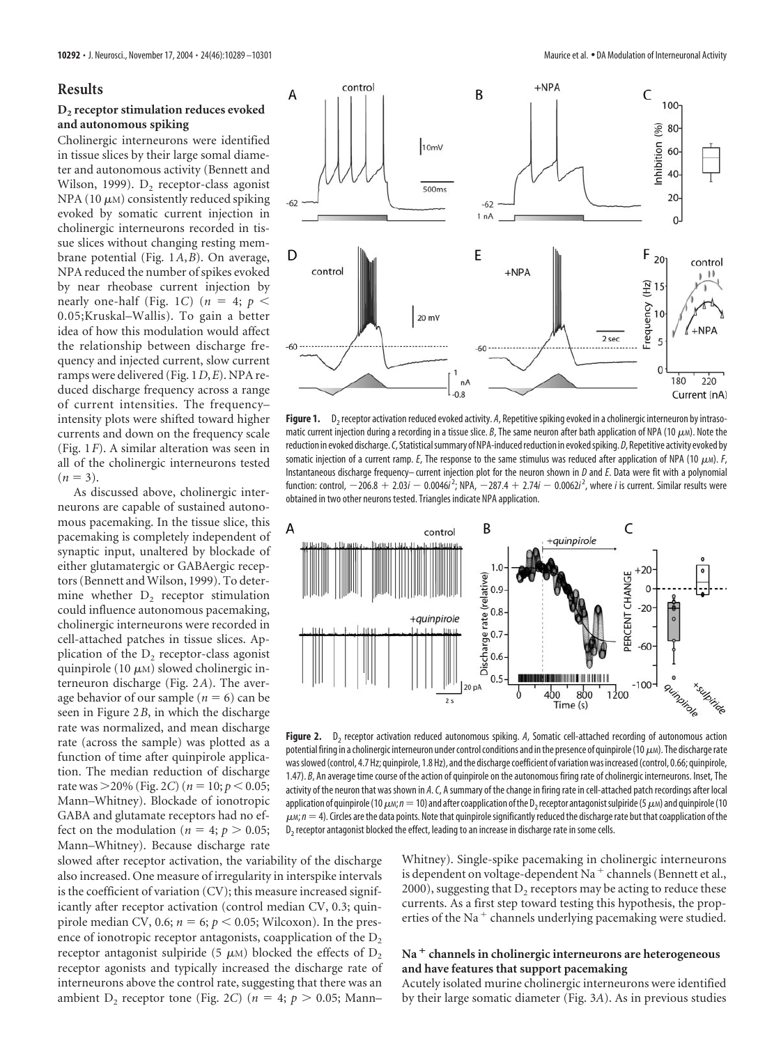## Results

### $D_2$ receptor stimulation reduces evoked and autonomous spiking

Cholinergic interneurons were identified in tissue slices by their large somal diameter and autonomous activity (Bennett and Wilson, 1999). $D_2$ receptor-class agonist NPA (10 $\mu$M) consistently reduced spiking evoked by somatic current injection in cholinergic interneurons recorded in tissue slices without changing resting membrane potential (Fig. 1*A*,*B*). On average, NPA reduced the number of spikes evoked by near rheobase current injection by nearly one-half (Fig. 1*C*) ($n = 4$; $p < 0.05$;Kruskal–Wallis). To gain a better idea of how this modulation would affect the relationship between discharge frequency and injected current, slow current ramps were delivered (Fig. 1*D*,*E*). NPA reduced discharge frequency across a range of current intensities. The frequency–intensity plots were shifted toward higher currents and down on the frequency scale (Fig. 1*F*). A similar alteration was seen in all of the cholinergic interneurons tested ($n = 3$).

As discussed above, cholinergic interneurons are capable of sustained autonomous pacemaking. In the tissue slice, this pacemaking is completely independent of synaptic input, unaltered by blockade of either glutamatergic or GABAergic receptors (Bennett and Wilson, 1999). To determine whether $D_2$ receptor stimulation could influence autonomous pacemaking, cholinergic interneurons were recorded in cell-attached patches in tissue slices. Application of the $D_2$ receptor-class agonist quinpirole (10 $\mu$M) slowed cholinergic interneuron discharge (Fig. 2*A*). The average behavior of our sample ($n = 6$) can be seen in Figure 2*B*, in which the discharge rate was normalized, and mean discharge rate (across the sample) was plotted as a function of time after quinpirole application. The median reduction of discharge rate was >20% (Fig. 2*C*) ($n = 10$; $p < 0.05$; Mann–Whitney). Blockade of ionotropic GABA and glutamate receptors had no effect on the modulation ($n = 4$; $p > 0.05$; Mann–Whitney). Because discharge rate slowed after receptor activation, the variability of the discharge also increased. One measure of irregularity in interspike intervals is the coefficient of variation (CV); this measure increased significantly after receptor activation (control median CV, 0.3; quinpirole median CV, 0.6; $n = 6$; $p < 0.05$; Wilcoxon). In the presence of ionotropic receptor antagonists, coapplication of the $D_2$ receptor antagonist sulpiride (5 $\mu$M) blocked the effects of $D_2$ receptor agonists and typically increased the discharge rate of interneurons above the control rate, suggesting that there was an ambient $D_2$ receptor tone (Fig. 2*C*) ($n = 4$; $p > 0.05$; Mann–Whitney). Single-spike pacemaking in cholinergic interneurons is dependent on voltage-dependent $Na^+$ channels (Bennett et al., 2000), suggesting that $D_2$ receptors may be acting to reduce these currents. As a first step toward testing this hypothesis, the properties of the $Na^+$ channels underlying pacemaking were studied.

**Figure 1.** $D_2$ receptor activation reduced evoked activity. *A*, Repetitive spiking evoked in a cholinergic interneuron by intrasomatic current injection during a recording in a tissue slice. *B*, The same neuron after bath application of NPA (10 $\mu$M). Note the reduction in evoked discharge. *C*, Statistical summary of NPA-induced reduction in evoked spiking. *D*, Repetitive activity evoked by somatic injection of a current ramp. *E*, The response to the same stimulus was reduced after application of NPA (10 $\mu$M). *F*, Instantaneous discharge frequency– current injection plot for the neuron shown in *D* and *E*. Data were fit with a polynomial function: control, $-206.8 + 2.03i - 0.0046i^2$; NPA, $-287.4 + 2.74i - 0.0062i^2$, where *i* is current. Similar results were obtained in two other neurons tested. Triangles indicate NPA application.

**Figure 2.** $D_2$ receptor activation reduced autonomous spiking. *A*, Somatic cell-attached recording of autonomous action potential firing in a cholinergic interneuron under control conditions and in the presence of quinpirole (10 $\mu$M). The discharge rate was slowed (control, 4.7 Hz; quinpirole, 1.8 Hz), and the discharge coefficient of variation was increased (control, 0.66; quinpirole, 1.47). *B*, An average time course of the action of quinpirole on the autonomous firing rate of cholinergic interneurons. Inset, The activity of the neuron that was shown in *A*. *C*, A summary of the change in firing rate in cell-attached patch recordings after local application of quinpirole (10 $\mu$M; $n = 10$) and after coapplication of the $D_2$ receptor antagonist sulpiride (5 $\mu$M) and quinpirole (10 $\mu$M; $n = 4$). Circles are the data points. Note that quinpirole significantly reduced the discharge rate but that coapplication of the $D_2$ receptor antagonist blocked the effect, leading to an increase in discharge rate in some cells.

### $Na^+$ channels in cholinergic interneurons are heterogeneous and have features that support pacemaking

Acutely isolated murine cholinergic interneurons were identified by their large somatic diameter (Fig. 3*A*). As in previous studies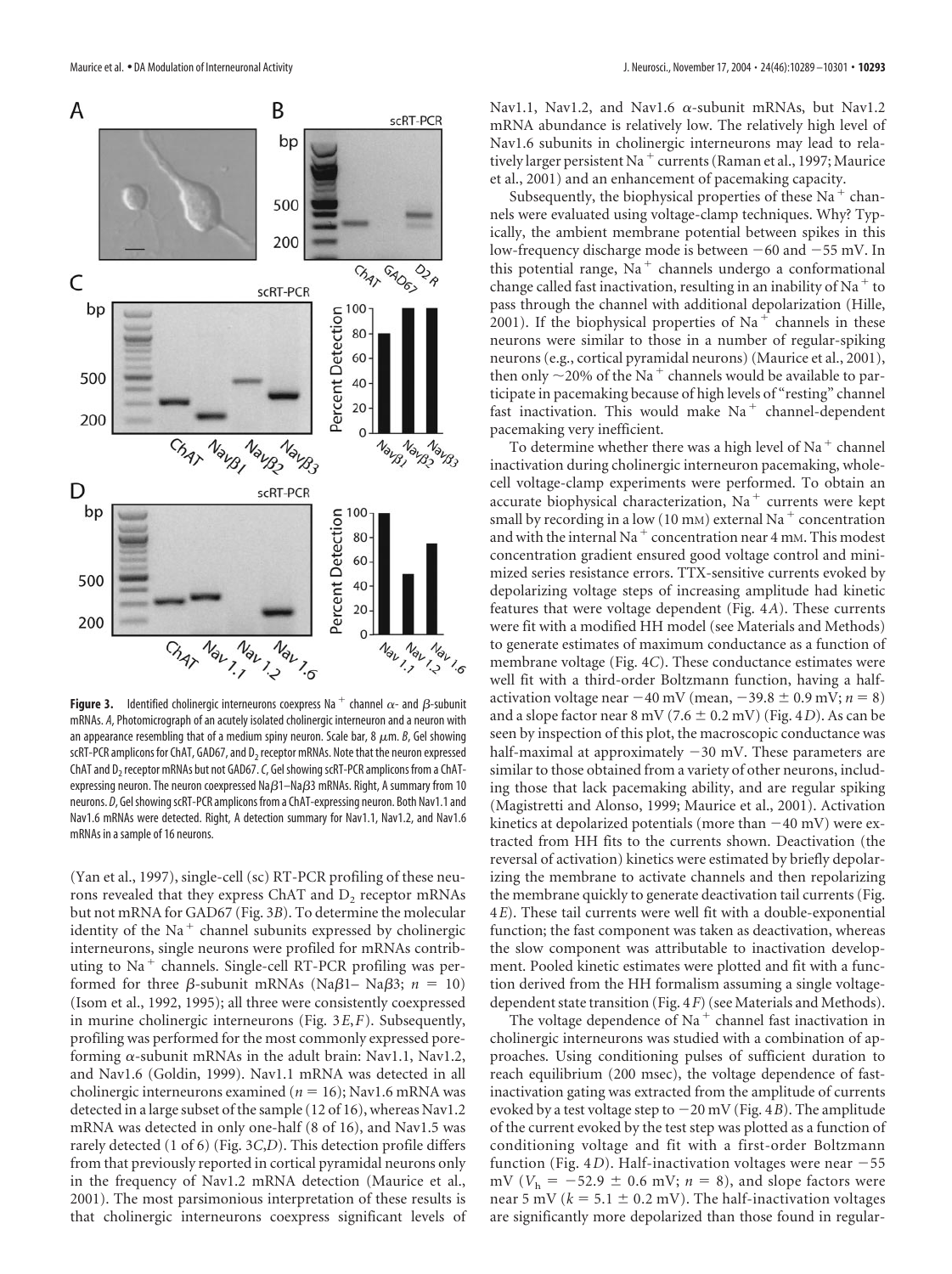**Figure 3.** Identified cholinergic interneurons coexpress $Na^+$ channel α- and β-subunit mRNAs. *A*, Photomicrograph of an acutely isolated cholinergic interneuron and a neuron with an appearance resembling that of a medium spiny neuron. Scale bar, 8 μm. *B*, Gel showing scRT-PCR amplicons for ChAT, GAD67, and $D_2$ receptor mRNAs. Note that the neuron expressed ChAT and $D_2$ receptor mRNAs but not GAD67. *C*, Gel showing scRT-PCR amplicons from a ChAT-expressing neuron. The neuron coexpressed Naβ1–Naβ3 mRNAs. Right, A summary from 10 neurons. *D*, Gel showing scRT-PCR amplicons from a ChAT-expressing neuron. Both Nav1.1 and Nav1.6 mRNAs were detected. Right, A detection summary for Nav1.1, Nav1.2, and Nav1.6 mRNAs in a sample of 16 neurons.

(Yan et al., 1997), single-cell (sc) RT-PCR profiling of these neurons revealed that they express ChAT and $D_2$ receptor mRNAs but not mRNA for GAD67 (Fig. 3*B*). To determine the molecular identity of the $Na^+$ channel subunits expressed by cholinergic interneurons, single neurons were profiled for mRNAs contributing to $Na^+$ channels. Single-cell RT-PCR profiling was performed for three β-subunit mRNAs (Naβ1– Naβ3; $n = 10$) (Isom et al., 1992, 1995); all three were consistently coexpressed in murine cholinergic interneurons (Fig. 3*E*,*F*). Subsequently, profiling was performed for the most commonly expressed pore-forming α-subunit mRNAs in the adult brain: Nav1.1, Nav1.2, and Nav1.6 (Goldin, 1999). Nav1.1 mRNA was detected in all cholinergic interneurons examined ($n = 16$); Nav1.6 mRNA was detected in a large subset of the sample (12 of 16), whereas Nav1.2 mRNA was detected in only one-half (8 of 16), and Nav1.5 was rarely detected (1 of 6) (Fig. 3*C*,*D*). This detection profile differs from that previously reported in cortical pyramidal neurons only in the frequency of Nav1.2 mRNA detection (Maurice et al., 2001). The most parsimonious interpretation of these results is that cholinergic interneurons coexpress significant levels of Nav1.1, Nav1.2, and Nav1.6 α-subunit mRNAs, but Nav1.2 mRNA abundance is relatively low. The relatively high level of Nav1.6 subunits in cholinergic interneurons may lead to relatively larger persistent $Na^+$ currents (Raman et al., 1997; Maurice et al., 2001) and an enhancement of pacemaking capacity.

Subsequently, the biophysical properties of these $Na^+$ channels were evaluated using voltage-clamp techniques. Why? Typically, the ambient membrane potential between spikes in this low-frequency discharge mode is between −60 and −55 mV. In this potential range, $Na^+$ channels undergo a conformational change called fast inactivation, resulting in an inability of $Na^+$ to pass through the channel with additional depolarization (Hille, 2001). If the biophysical properties of $Na^+$ channels in these neurons were similar to those in a number of regular-spiking neurons (e.g., cortical pyramidal neurons) (Maurice et al., 2001), then only ~20% of the $Na^+$ channels would be available to participate in pacemaking because of high levels of "resting" channel fast inactivation. This would make $Na^+$ channel-dependent pacemaking very inefficient.

To determine whether there was a high level of $Na^+$ channel inactivation during cholinergic interneuron pacemaking, whole-cell voltage-clamp experiments were performed. To obtain an accurate biophysical characterization, $Na^+$ currents were kept small by recording in a low (10 mM) external $Na^+$ concentration and with the internal $Na^+$ concentration near 4 mM. This modest concentration gradient ensured good voltage control and minimized series resistance errors. TTX-sensitive currents evoked by depolarizing voltage steps of increasing amplitude had kinetic features that were voltage dependent (Fig. 4*A*). These currents were fit with a modified HH model (see Materials and Methods) to generate estimates of maximum conductance as a function of membrane voltage (Fig. 4*C*). These conductance estimates were well fit with a third-order Boltzmann function, having a half-activation voltage near −40 mV (mean, −39.8 ± 0.9 mV; $n = 8$) and a slope factor near 8 mV (7.6 ± 0.2 mV) (Fig. 4*D*). As can be seen by inspection of this plot, the macroscopic conductance was half-maximal at approximately −30 mV. These parameters are similar to those obtained from a variety of other neurons, including those that lack pacemaking ability, and are regular spiking (Magistretti and Alonso, 1999; Maurice et al., 2001). Activation kinetics at depolarized potentials (more than −40 mV) were extracted from HH fits to the currents shown. Deactivation (the reversal of activation) kinetics were estimated by briefly depolarizing the membrane to activate channels and then repolarizing the membrane quickly to generate deactivation tail currents (Fig. 4*E*). These tail currents were well fit with a double-exponential function; the fast component was taken as deactivation, whereas the slow component was attributable to inactivation development. Pooled kinetic estimates were plotted and fit with a function derived from the HH formalism assuming a single voltage-dependent state transition (Fig. 4*F*) (see Materials and Methods).

The voltage dependence of $Na^+$ channel fast inactivation in cholinergic interneurons was studied with a combination of approaches. Using conditioning pulses of sufficient duration to reach equilibrium (200 msec), the voltage dependence of fast-inactivation gating was extracted from the amplitude of currents evoked by a test voltage step to −20 mV (Fig. 4*B*). The amplitude of the current evoked by the test step was plotted as a function of conditioning voltage and fit with a first-order Boltzmann function (Fig. 4*D*). Half-inactivation voltages were near −55 mV ($V_h$ = −52.9 ± 0.6 mV; $n = 8$), and slope factors were near 5 mV ($k$ = 5.1 ± 0.2 mV). The half-inactivation voltages are significantly more depolarized than those found in regular-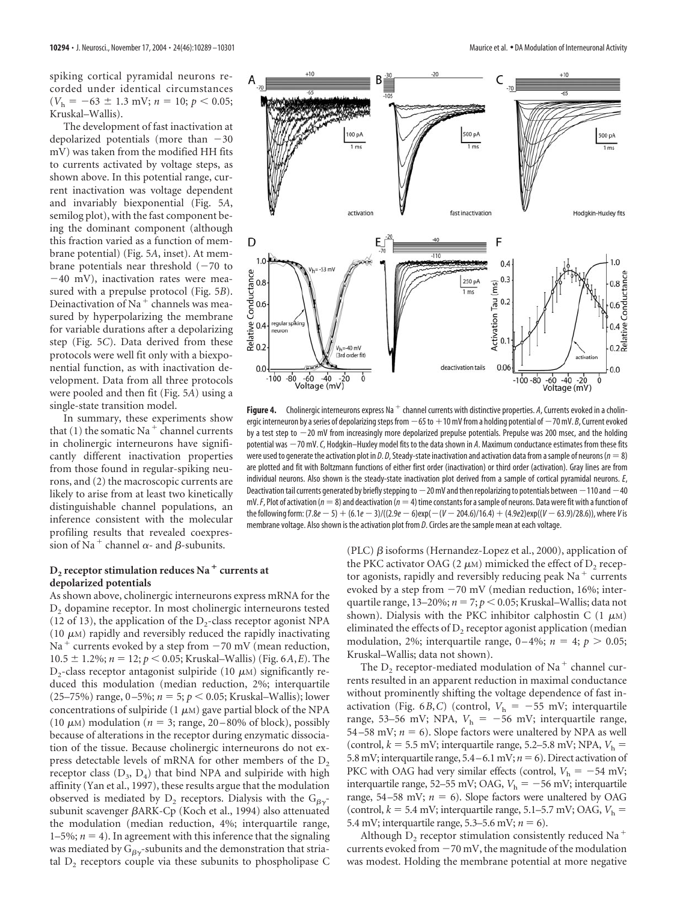spiking cortical pyramidal neurons recorded under identical circumstances ($V_h = -63 \pm 1.3$ mV; $n = 10$; $p < 0.05$; Kruskal–Wallis).

The development of fast inactivation at depolarized potentials (more than −30 mV) was taken from the modified HH fits to currents activated by voltage steps, as shown above. In this potential range, current inactivation was voltage dependent and invariably biexponential (Fig. 5*A*, semilog plot), with the fast component being the dominant component (although this fraction varied as a function of membrane potential) (Fig. 5*A*, inset). At membrane potentials near threshold (−70 to −40 mV), inactivation rates were measured with a prepulse protocol (Fig. 5*B*). Deinactivation of $Na^+$ channels was measured by hyperpolarizing the membrane for variable durations after a depolarizing step (Fig. 5*C*). Data derived from these protocols were well fit only with a biexponential function, as with inactivation development. Data from all three protocols were pooled and then fit (Fig. 5*A*) using a single-state transition model.

In summary, these experiments show that (1) the somatic $Na^+$ channel currents in cholinergic interneurons have significantly different inactivation properties from those found in regular-spiking neurons, and (2) the macroscopic currents are likely to arise from at least two kinetically distinguishable channel populations, an inference consistent with the molecular profiling results that revealed coexpression of $Na^+$ channel α- and β-subunits.

**Figure 4.** Cholinergic interneurons express $Na^+$ channel currents with distinctive properties. *A*, Currents evoked in a cholinergic interneuron by a series of depolarizing steps from −65 to +10 mV from a holding potential of −70 mV. *B*, Current evoked by a test step to −20 mV from increasingly more depolarized prepulse potentials. Prepulse was 200 msec, and the holding potential was −70 mV. *C*, Hodgkin–Huxley model fits to the data shown in *A*. Maximum conductance estimates from these fits were used to generate the activation plot in *D*. *D*, Steady-state inactivation and activation data from a sample of neurons ($n = 8$) are plotted and fit with Boltzmann functions of either first order (inactivation) or third order (activation). Gray lines are from individual neurons. Also shown is the steady-state inactivation plot derived from a sample of cortical pyramidal neurons. *E*, Deactivation tail currents generated by briefly stepping to −20 mV and then repolarizing to potentials between −110 and −40 mV. *F*, Plot of activation ($n = 8$) and deactivation ($n = 4$) time constants for a sample of neurons. Data were fit with a function of the following form: $(7.8e-5) + (6.1e-3)/((2.9e-6)\exp(-(V-204.6)/16.4) + (4.9e2)\exp((V-63.9)/28.6))$, where $V$ is membrane voltage. Also shown is the activation plot from *D*. Circles are the sample mean at each voltage.

### $D_2$ receptor stimulation reduces $Na^+$ currents at depolarized potentials

As shown above, cholinergic interneurons express mRNA for the $D_2$ dopamine receptor. In most cholinergic interneurons tested (12 of 13), the application of the $D_2$-class receptor agonist NPA (10 μM) rapidly and reversibly reduced the rapidly inactivating $Na^+$ currents evoked by a step from −70 mV (mean reduction, 10.5 ± 1.2%; $n = 12$; $p < 0.05$; Kruskal–Wallis) (Fig. 6*A*,*E*). The $D_2$-class receptor antagonist sulpiride (10 μM) significantly reduced this modulation (median reduction, 2%; interquartile (25–75%) range, 0–5%; $n = 5$; $p < 0.05$; Kruskal–Wallis); lower concentrations of sulpiride (1 μM) gave partial block of the NPA (10 μM) modulation ($n = 3$; range, 20–80% of block), possibly because of alterations in the receptor during enzymatic dissociation of the tissue. Because cholinergic interneurons do not express detectable levels of mRNA for other members of the $D_2$ receptor class ($D_3$, $D_4$) that bind NPA and sulpiride with high affinity (Yan et al., 1997), these results argue that the modulation observed is mediated by $D_2$ receptors. Dialysis with the $G_{\beta\gamma}$-subunit scavenger βARK-Cp (Koch et al., 1994) also attenuated the modulation (median reduction, 4%; interquartile range, 1–5%; $n = 4$). In agreement with this inference that the signaling was mediated by $G_{\beta\gamma}$-subunits and the demonstration that striatal $D_2$ receptors couple via these subunits to phospholipase C (PLC) β isoforms (Hernandez-Lopez et al., 2000), application of the PKC activator OAG (2 μM) mimicked the effect of $D_2$ receptor agonists, rapidly and reversibly reducing peak $Na^+$ currents evoked by a step from −70 mV (median reduction, 16%; interquartile range, 13–20%; $n = 7$; $p < 0.05$; Kruskal–Wallis; data not shown). Dialysis with the PKC inhibitor calphostin C (1 μM) eliminated the effects of $D_2$ receptor agonist application (median modulation, 2%; interquartile range, 0–4%; $n = 4$; $p > 0.05$; Kruskal–Wallis; data not shown).

The $D_2$ receptor-mediated modulation of $Na^+$ channel currents resulted in an apparent reduction in maximal conductance without prominently shifting the voltage dependence of fast inactivation (Fig. 6*B*,*C*) (control, $V_h = -55$ mV; interquartile range, 53–56 mV; NPA, $V_h = -56$ mV; interquartile range, 54–58 mV; $n = 6$). Slope factors were unaltered by NPA as well (control, $k = 5.5$ mV; interquartile range, 5.2–5.8 mV; NPA, $V_h = 5.8$ mV; interquartile range, 5.4–6.1 mV; $n = 6$). Direct activation of PKC with OAG had very similar effects (control, $V_h = -54$ mV; interquartile range, 52–55 mV; OAG, $V_h = -56$ mV; interquartile range, 54–58 mV; $n = 6$). Slope factors were unaltered by OAG (control, $k = 5.4$ mV; interquartile range, 5.1–5.7 mV; OAG, $V_h = 5.4$ mV; interquartile range, 5.3–5.6 mV; $n = 6$).

Although $D_2$ receptor stimulation consistently reduced $Na^+$ currents evoked from −70 mV, the magnitude of the modulation was modest. Holding the membrane potential at more negative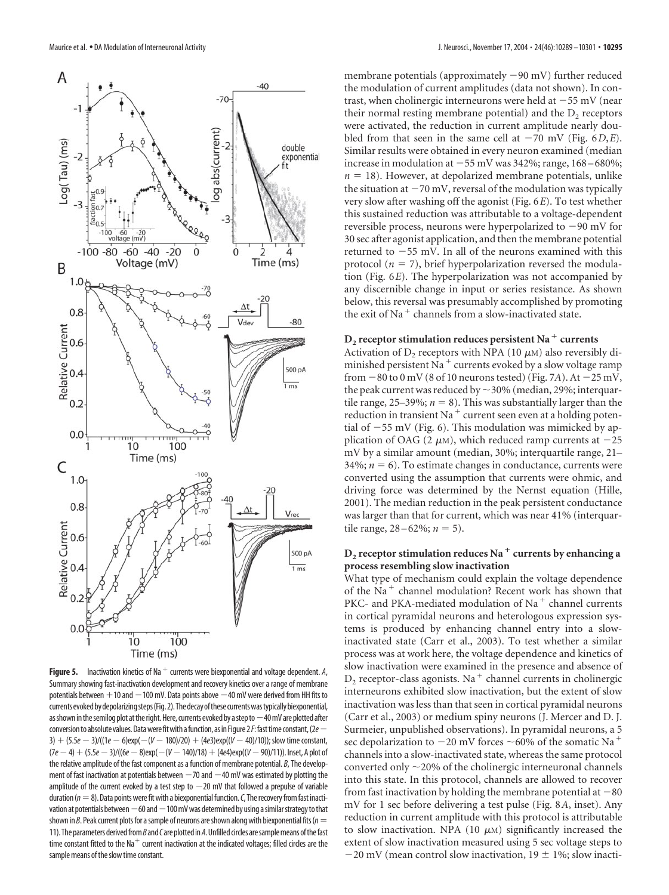**Figure 5.** Inactivation kinetics of $Na^+$ currents were biexponential and voltage dependent. *A*, Summary showing fast-inactivation development and recovery kinetics over a range of membrane potentials between +10 and −100 mV. Data points above −40 mV were derived from HH fits to currents evoked by depolarizing steps (Fig. 2). The decay of these currents was typically biexponential, as shown in the semilog plot at the right. Here, currents evoked by a step to −40 mV are plotted after conversion to absolute values. Data were fit with a function, as in Figure 2*F*: fast time constant, $(2e-3) + (5.5e-3)/((1e-6)\exp(-(V-180)/20) + (4e3)\exp((V-40)/10))$; slow time constant, $(7e-4) + (5.5e-3)/((6e-8)\exp(-(V-140)/18) + (4e4)\exp((V-90)/11))$. Inset, A plot of the relative amplitude of the fast component as a function of membrane potential. *B*, The development of fast inactivation at potentials between −70 and −40 mV was estimated by plotting the amplitude of the current evoked by a test step to −20 mV that followed a prepulse of variable duration ($n = 8$). Data points were fit with a biexponential function. *C*, The recovery from fast inactivation at potentials between −60 and −100 mV was determined by using a similar strategy to that shown in *B*. Peak current plots for a sample of neurons are shown along with biexponential fits ($n = 11$). The parameters derived from *B* and *C* are plotted in *A*. Unfilled circles are sample means of the fast time constant fitted to the $Na^+$ current inactivation at the indicated voltages; filled circles are the sample means of the slow time constant.

membrane potentials (approximately −90 mV) further reduced the modulation of current amplitudes (data not shown). In contrast, when cholinergic interneurons were held at −55 mV (near their normal resting membrane potential) and the $D_2$ receptors were activated, the reduction in current amplitude nearly doubled from that seen in the same cell at −70 mV (Fig. 6*D*,*E*). Similar results were obtained in every neuron examined (median increase in modulation at −55 mV was 342%; range, 168–680%; $n = 18$). However, at depolarized membrane potentials, unlike the situation at −70 mV, reversal of the modulation was typically very slow after washing off the agonist (Fig. 6*E*). To test whether this sustained reduction was attributable to a voltage-dependent reversible process, neurons were hyperpolarized to −90 mV for 30 sec after agonist application, and then the membrane potential returned to −55 mV. In all of the neurons examined with this protocol ($n = 7$), brief hyperpolarization reversed the modulation (Fig. 6*E*). The hyperpolarization was not accompanied by any discernible change in input or series resistance. As shown below, this reversal was presumably accomplished by promoting the exit of $Na^+$ channels from a slow-inactivated state.

### $D_2$ receptor stimulation reduces persistent $Na^+$ currents

Activation of $D_2$ receptors with NPA (10 μM) also reversibly diminished persistent $Na^+$ currents evoked by a slow voltage ramp from −80 to 0 mV (8 of 10 neurons tested) (Fig. 7*A*). At −25 mV, the peak current was reduced by ~30% (median, 29%; interquartile range, 25–39%; $n = 8$). This was substantially larger than the reduction in transient $Na^+$ current seen even at a holding potential of −55 mV (Fig. 6). This modulation was mimicked by application of OAG (2 μM), which reduced ramp currents at −25 mV by a similar amount (median, 30%; interquartile range, 21–34%; $n = 6$). To estimate changes in conductance, currents were converted using the assumption that currents were ohmic, and driving force was determined by the Nernst equation (Hille, 2001). The median reduction in the peak persistent conductance was larger than that for current, which was near 41% (interquartile range, 28–62%; $n = 5$).

### $D_2$ receptor stimulation reduces $Na^+$ currents by enhancing a process resembling slow inactivation

What type of mechanism could explain the voltage dependence of the $Na^+$ channel modulation? Recent work has shown that PKC- and PKA-mediated modulation of $Na^+$ channel currents in cortical pyramidal neurons and heterologous expression systems is produced by enhancing channel entry into a slow-inactivated state (Carr et al., 2003). To test whether a similar process was at work here, the voltage dependence and kinetics of slow inactivation were examined in the presence and absence of $D_2$ receptor-class agonists. $Na^+$ channel currents in cholinergic interneurons exhibited slow inactivation, but the extent of slow inactivation was less than that seen in cortical pyramidal neurons (Carr et al., 2003) or medium spiny neurons (J. Mercer and D. J. Surmeier, unpublished observations). In pyramidal neurons, a 5 sec depolarization to −20 mV forces ~60% of the somatic $Na^+$ channels into a slow-inactivated state, whereas the same protocol converted only ~20% of the cholinergic interneuronal channels into this state. In this protocol, channels are allowed to recover from fast inactivation by holding the membrane potential at −80 mV for 1 sec before delivering a test pulse (Fig. 8*A*, inset). Any reduction in current amplitude with this protocol is attributable to slow inactivation. NPA (10 μM) significantly increased the extent of slow inactivation measured using 5 sec voltage steps to −20 mV (mean control slow inactivation, 19 ± 1%; slow inacti-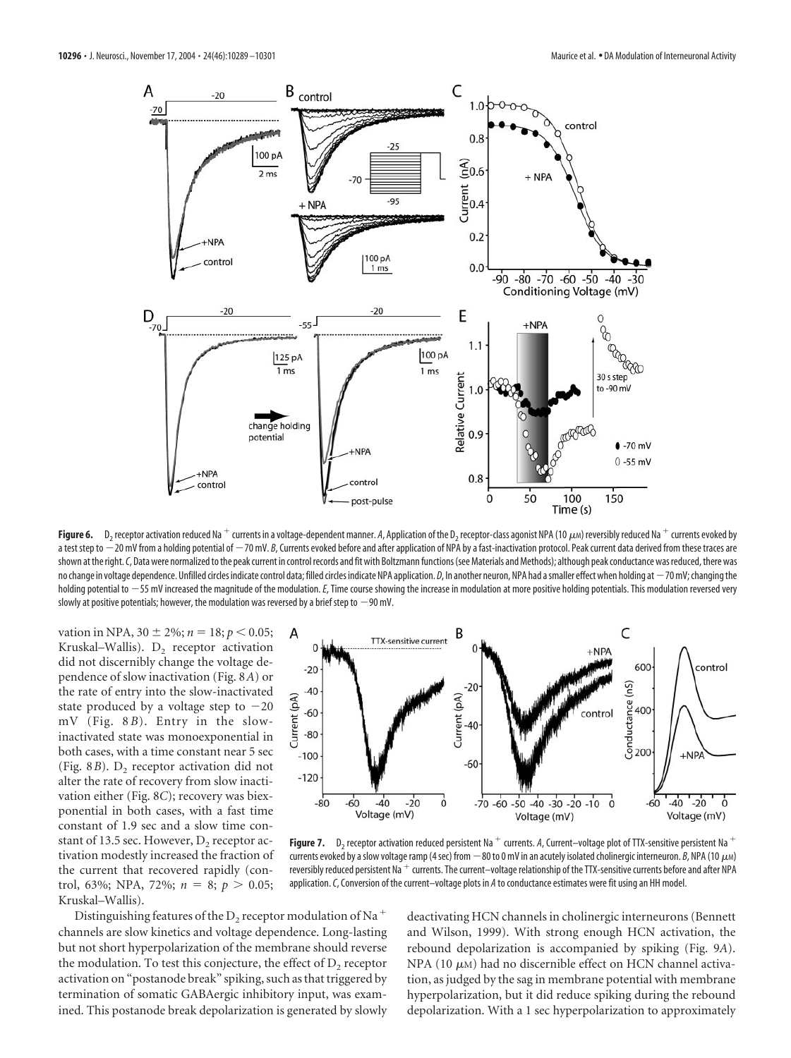**Figure 6.** $D_2$ receptor activation reduced $Na^+$ currents in a voltage-dependent manner. *A*, Application of the $D_2$ receptor-class agonist NPA (10 $\mu$M) reversibly reduced $Na^+$ currents evoked by a test step to −20 mV from a holding potential of −70 mV. *B*, Currents evoked before and after application of NPA by a fast-inactivation protocol. Peak current data derived from these traces are shown at the right. *C*, Data were normalized to the peak current in control records and fit with Boltzmann functions (see Materials and Methods); although peak conductance was reduced, there was no change in voltage dependence. Unfilled circles indicate control data; filled circles indicate NPA application. *D*, In another neuron, NPA had a smaller effect when holding at −70 mV; changing the holding potential to −55 mV increased the magnitude of the modulation. *E*, Time course showing the increase in modulation at more positive holding potentials. This modulation reversed very slowly at positive potentials; however, the modulation was reversed by a brief step to −90 mV.

vation in NPA, 30 ± 2%; $n = 18$; $p < 0.05$; Kruskal–Wallis). $D_2$ receptor activation did not discernibly change the voltage dependence of slow inactivation (Fig. 8*A*) or the rate of entry into the slow-inactivated state produced by a voltage step to −20 mV (Fig. 8*B*). Entry in the slow-inactivated state was monoexponential in both cases, with a time constant near 5 sec (Fig. 8*B*). $D_2$ receptor activation did not alter the rate of recovery from slow inactivation either (Fig. 8*C*); recovery was biexponential in both cases, with a fast time constant of 1.9 sec and a slow time constant of 13.5 sec. However, $D_2$ receptor activation modestly increased the fraction of the current that recovered rapidly (control, 63%; NPA, 72%; $n = 8$; $p > 0.05$; Kruskal–Wallis).

**Figure 7.** $D_2$ receptor activation reduced persistent $Na^+$ currents. *A*, Current–voltage plot of TTX-sensitive persistent $Na^+$ currents evoked by a slow voltage ramp (4 sec) from −80 to 0 mV in an acutely isolated cholinergic interneuron. *B*, NPA (10 $\mu$M) reversibly reduced persistent $Na^+$ currents. The current–voltage relationship of the TTX-sensitive currents before and after NPA application. *C*, Conversion of the current–voltage plots in *A* to conductance estimates were fit using an HH model.

Distinguishing features of the $D_2$ receptor modulation of $Na^+$ channels are slow kinetics and voltage dependence. Long-lasting but not short hyperpolarization of the membrane should reverse the modulation. To test this conjecture, the effect of $D_2$ receptor activation on "postanode break" spiking, such as that triggered by termination of somatic GABAergic inhibitory input, was examined. This postanode break depolarization is generated by slowly deactivating HCN channels in cholinergic interneurons (Bennett and Wilson, 1999). With strong enough HCN activation, the rebound depolarization is accompanied by spiking (Fig. 9*A*). NPA (10 $\mu$M) had no discernible effect on HCN channel activation, as judged by the sag in membrane potential with membrane hyperpolarization, but it did reduce spiking during the rebound depolarization. With a 1 sec hyperpolarization to approximately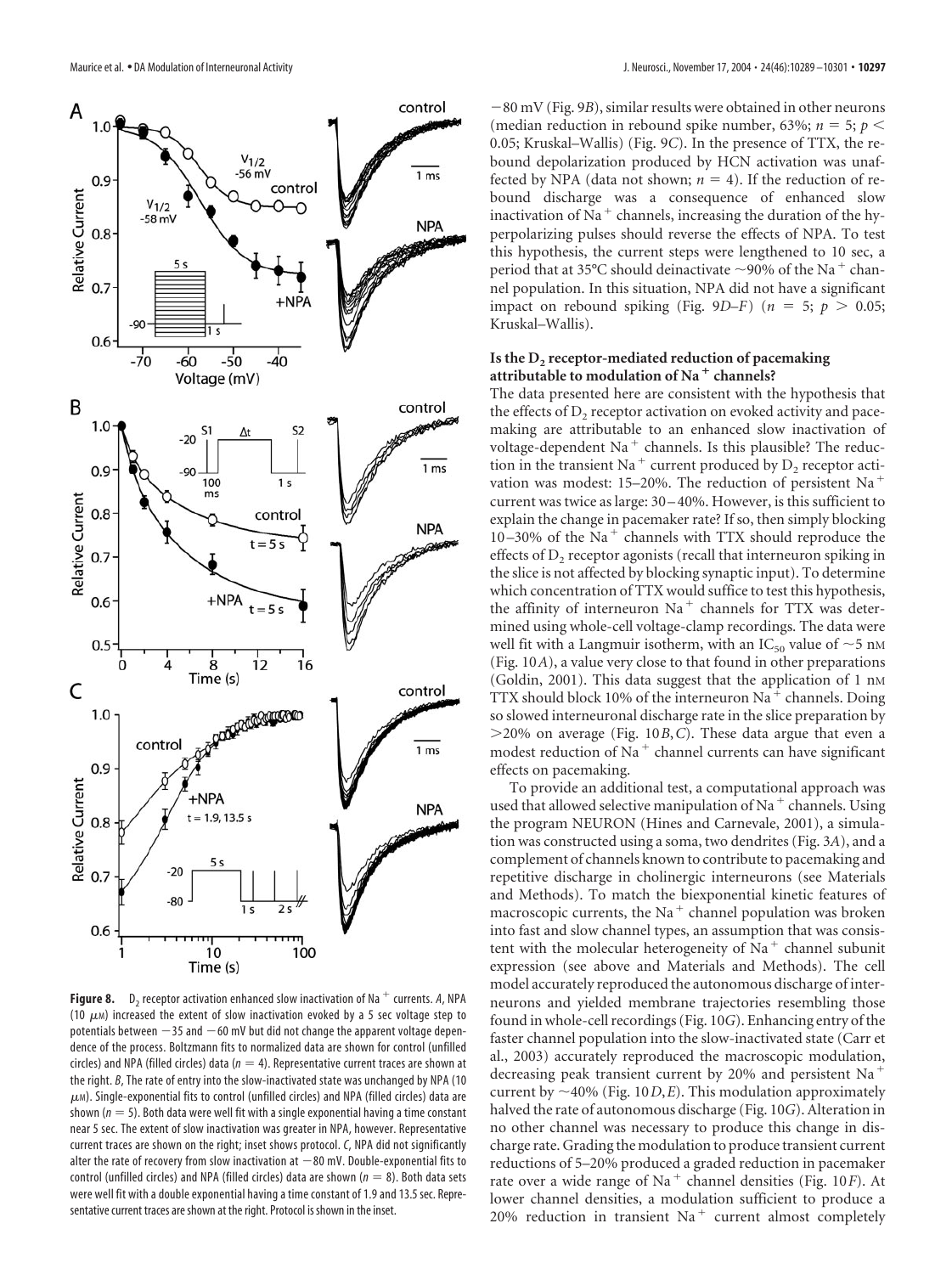**Figure 8.** $D_2$ receptor activation enhanced slow inactivation of $Na^+$ currents. *A*, NPA (10 $\mu$M) increased the extent of slow inactivation evoked by a 5 sec voltage step to potentials between −35 and −60 mV but did not change the apparent voltage dependence of the process. Boltzmann fits to normalized data are shown for control (unfilled circles) and NPA (filled circles) data ($n = 4$). Representative current traces are shown at the right. *B*, The rate of entry into the slow-inactivated state was unchanged by NPA (10 $\mu$M). Single-exponential fits to control (unfilled circles) and NPA (filled circles) data are shown ($n = 5$). Both data were well fit with a single exponential having a time constant near 5 sec. The extent of slow inactivation was greater in NPA, however. Representative current traces are shown on the right; inset shows protocol. *C*, NPA did not significantly alter the rate of recovery from slow inactivation at −80 mV. Double-exponential fits to control (unfilled circles) and NPA (filled circles) data are shown ($n = 8$). Both data sets were well fit with a double exponential having a time constant of 1.9 and 13.5 sec. Representative current traces are shown at the right. Protocol is shown in the inset.

−80 mV (Fig. 9*B*), similar results were obtained in other neurons (median reduction in rebound spike number, 63%; $n = 5$; $p < 0.05$; Kruskal–Wallis) (Fig. 9*C*). In the presence of TTX, the rebound depolarization produced by HCN activation was unaffected by NPA (data not shown; $n = 4$). If the reduction of rebound discharge was a consequence of enhanced slow inactivation of $Na^+$ channels, increasing the duration of the hyperpolarizing pulses should reverse the effects of NPA. To test this hypothesis, the current steps were lengthened to 10 sec, a period that at 35°C should deinactivate ~90% of the $Na^+$ channel population. In this situation, NPA did not have a significant impact on rebound spiking (Fig. 9*D–F*) ($n = 5$; $p > 0.05$; Kruskal–Wallis).

### Is the $D_2$ receptor-mediated reduction of pacemaking attributable to modulation of $Na^+$ channels?

The data presented here are consistent with the hypothesis that the effects of $D_2$ receptor activation on evoked activity and pacemaking are attributable to an enhanced slow inactivation of voltage-dependent $Na^+$ channels. Is this plausible? The reduction in the transient $Na^+$ current produced by $D_2$ receptor activation was modest: 15–20%. The reduction of persistent $Na^+$ current was twice as large: 30–40%. However, is this sufficient to explain the change in pacemaker rate? If so, then simply blocking 10–30% of the $Na^+$ channels with TTX should reproduce the effects of $D_2$ receptor agonists (recall that interneuron spiking in the slice is not affected by blocking synaptic input). To determine which concentration of TTX would suffice to test this hypothesis, the affinity of interneuron $Na^+$ channels for TTX was determined using whole-cell voltage-clamp recordings. The data were well fit with a Langmuir isotherm, with an $IC_{50}$ value of ~5 nM (Fig. 10*A*), a value very close to that found in other preparations (Goldin, 2001). This data suggest that the application of 1 nM TTX should block 10% of the interneuron $Na^+$ channels. Doing so slowed interneuronal discharge rate in the slice preparation by >20% on average (Fig. 10*B*,*C*). These data argue that even a modest reduction of $Na^+$ channel currents can have significant effects on pacemaking.

To provide an additional test, a computational approach was used that allowed selective manipulation of $Na^+$ channels. Using the program NEURON (Hines and Carnevale, 2001), a simulation was constructed using a soma, two dendrites (Fig. 3*A*), and a complement of channels known to contribute to pacemaking and repetitive discharge in cholinergic interneurons (see Materials and Methods). To match the biexponential kinetic features of macroscopic currents, the $Na^+$ channel population was broken into fast and slow channel types, an assumption that was consistent with the molecular heterogeneity of $Na^+$ channel subunit expression (see above and Materials and Methods). The cell model accurately reproduced the autonomous discharge of interneurons and yielded membrane trajectories resembling those found in whole-cell recordings (Fig. 10*G*). Enhancing entry of the faster channel population into the slow-inactivated state (Carr et al., 2003) accurately reproduced the macroscopic modulation, decreasing peak transient current by 20% and persistent $Na^+$ current by ~40% (Fig. 10*D*,*E*). This modulation approximately halved the rate of autonomous discharge (Fig. 10*G*). Alteration in no other channel was necessary to produce this change in discharge rate. Grading the modulation to produce transient current reductions of 5–20% produced a graded reduction in pacemaker rate over a wide range of $Na^+$ channel densities (Fig. 10*F*). At lower channel densities, a modulation sufficient to produce a 20% reduction in transient $Na^+$ current almost completely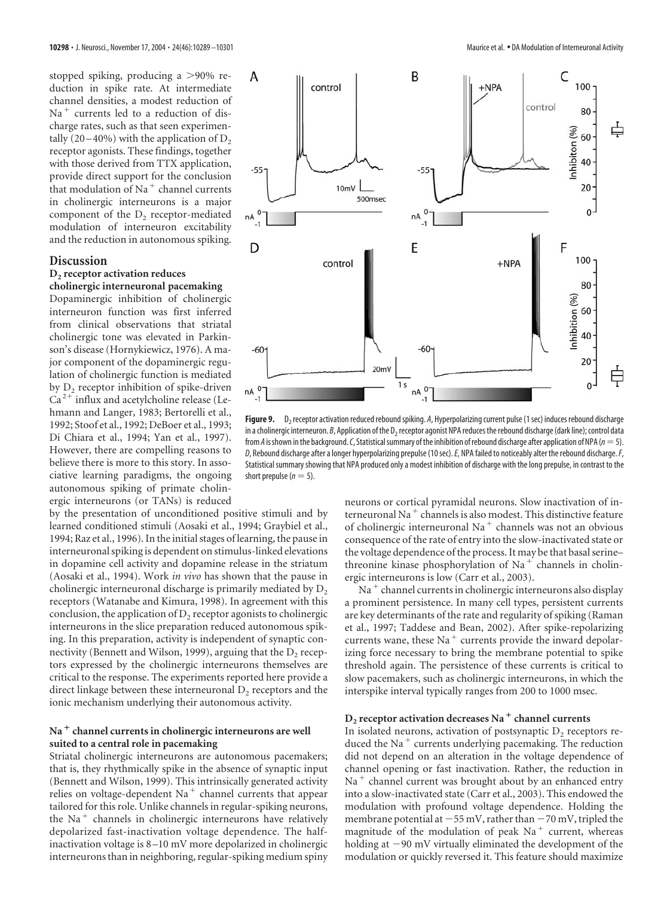stopped spiking, producing a >90% reduction in spike rate. At intermediate channel densities, a modest reduction of $Na^+$ currents led to a reduction of discharge rates, such as that seen experimentally (20–40%) with the application of $D_2$ receptor agonists. These findings, together with those derived from TTX application, provide direct support for the conclusion that modulation of $Na^+$ channel currents in cholinergic interneurons is a major component of the $D_2$ receptor-mediated modulation of interneuron excitability and the reduction in autonomous spiking.

## Discussion

### $D_2$ receptor activation reduces cholinergic interneuronal pacemaking

Dopaminergic inhibition of cholinergic interneuron function was first inferred from clinical observations that striatal cholinergic tone was elevated in Parkinson's disease (Hornykiewicz, 1976). A major component of the dopaminergic regulation of cholinergic function is mediated by $D_2$ receptor inhibition of spike-driven $Ca^{2+}$ influx and acetylcholine release (Lehmann and Langer, 1983; Bertorelli et al., 1992; Stoof et al., 1992; DeBoer et al., 1993; Di Chiara et al., 1994; Yan et al., 1997). However, there are compelling reasons to believe there is more to this story. In associative learning paradigms, the ongoing autonomous spiking of primate cholinergic interneurons (or TANs) is reduced by the presentation of unconditioned positive stimuli and by learned conditioned stimuli (Aosaki et al., 1994; Graybiel et al., 1994; Raz et al., 1996). In the initial stages of learning, the pause in interneuronal spiking is dependent on stimulus-linked elevations in dopamine cell activity and dopamine release in the striatum (Aosaki et al., 1994). Work *in vivo* has shown that the pause in cholinergic interneuronal discharge is primarily mediated by $D_2$ receptors (Watanabe and Kimura, 1998). In agreement with this conclusion, the application of $D_2$ receptor agonists to cholinergic interneurons in the slice preparation reduced autonomous spiking. In this preparation, activity is independent of synaptic connectivity (Bennett and Wilson, 1999), arguing that the $D_2$ receptors expressed by the cholinergic interneurons themselves are critical to the response. The experiments reported here provide a direct linkage between these interneuronal $D_2$ receptors and the ionic mechanism underlying their autonomous activity.

### $Na^+$ channel currents in cholinergic interneurons are well suited to a central role in pacemaking

Striatal cholinergic interneurons are autonomous pacemakers; that is, they rhythmically spike in the absence of synaptic input (Bennett and Wilson, 1999). This intrinsically generated activity relies on voltage-dependent $Na^+$ channel currents that appear tailored for this role. Unlike channels in regular-spiking neurons, the $Na^+$ channels in cholinergic interneurons have relatively depolarized fast-inactivation voltage dependence. The half-inactivation voltage is 8–10 mV more depolarized in cholinergic interneurons than in neighboring, regular-spiking medium spiny neurons or cortical pyramidal neurons. Slow inactivation of interneuronal $Na^+$ channels is also modest. This distinctive feature of cholinergic interneuronal $Na^+$ channels was not an obvious consequence of the rate of entry into the slow-inactivated state or the voltage dependence of the process. It may be that basal serine–threonine kinase phosphorylation of $Na^+$ channels in cholinergic interneurons is low (Carr et al., 2003).

$Na^+$ channel currents in cholinergic interneurons also display a prominent persistence. In many cell types, persistent currents are key determinants of the rate and regularity of spiking (Raman et al., 1997; Taddese and Bean, 2002). After spike-repolarizing currents wane, these $Na^+$ currents provide the inward depolarizing force necessary to bring the membrane potential to spike threshold again. The persistence of these currents is critical to slow pacemakers, such as cholinergic interneurons, in which the interspike interval typically ranges from 200 to 1000 msec.

### $D_2$ receptor activation decreases $Na^+$ channel currents

In isolated neurons, activation of postsynaptic $D_2$ receptors reduced the $Na^+$ currents underlying pacemaking. The reduction did not depend on an alteration in the voltage dependence of channel opening or fast inactivation. Rather, the reduction in $Na^+$ channel current was brought about by an enhanced entry into a slow-inactivated state (Carr et al., 2003). This endowed the modulation with profound voltage dependence. Holding the membrane potential at −55 mV, rather than −70 mV, tripled the magnitude of the modulation of peak $Na^+$ current, whereas holding at −90 mV virtually eliminated the development of the modulation or quickly reversed it. This feature should maximize

**Figure 9.** $D_2$ receptor activation reduced rebound spiking. *A*, Hyperpolarizing current pulse (1 sec) induces rebound discharge in a cholinergic interneuron. *B*, Application of the $D_2$ receptor agonist NPA reduces the rebound discharge (dark line); control data from *A* is shown in the background. *C*, Statistical summary of the inhibition of rebound discharge after application of NPA ($n = 5$). *D*, Rebound discharge after a longer hyperpolarizing prepulse (10 sec). *E*, NPA failed to noticeably alter the rebound discharge. *F*, Statistical summary showing that NPA produced only a modest inhibition of discharge with the long prepulse, in contrast to the short prepulse ($n = 5$).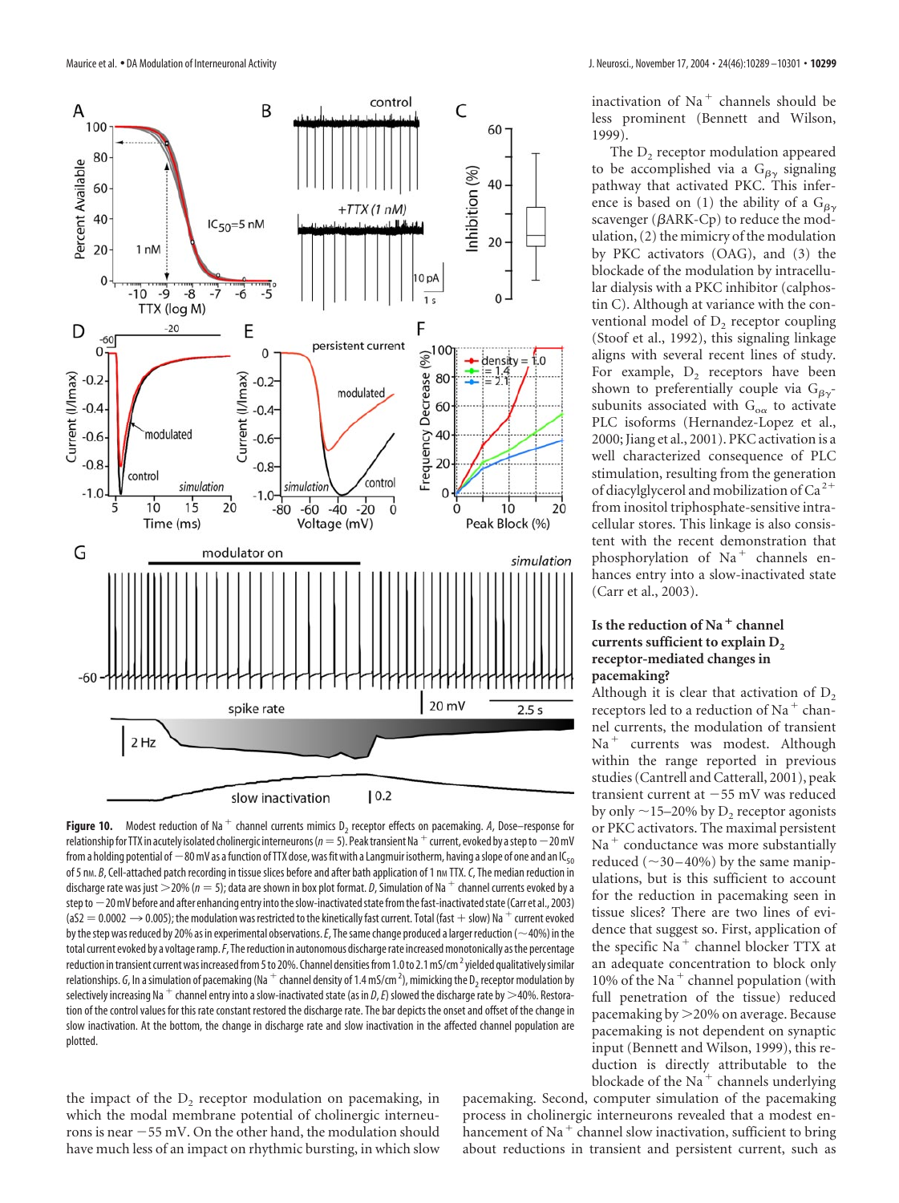inactivation of $Na^+$ channels should be less prominent (Bennett and Wilson, 1999).

The $D_2$ receptor modulation appeared to be accomplished via a $G_{\beta\gamma}$ signaling pathway that activated PKC. This inference is based on (1) the ability of a $G_{\beta\gamma}$ scavenger ($\beta$ARK-Cp) to reduce the modulation, (2) the mimicry of the modulation by PKC activators (OAG), and (3) the blockade of the modulation by intracellular dialysis with a PKC inhibitor (calphostin C). Although at variance with the conventional model of $D_2$ receptor coupling (Stoof et al., 1992), this signaling linkage aligns with several recent lines of study. For example, $D_2$ receptors have been shown to preferentially couple via $G_{\beta\gamma}$-subunits associated with $G_{o\alpha}$ to activate PLC isoforms (Hernandez-Lopez et al., 2000; Jiang et al., 2001). PKC activation is a well characterized consequence of PLC stimulation, resulting from the generation of diacylglycerol and mobilization of $Ca^{2+}$ from inositol triphosphate-sensitive intracellular stores. This linkage is also consistent with the recent demonstration that phosphorylation of $Na^+$ channels enhances entry into a slow-inactivated state (Carr et al., 2003).

**Figure 10.** Modest reduction of $Na^+$ channel currents mimics $D_2$ receptor effects on pacemaking. *A*, Dose–response for relationship for TTX in acutely isolated cholinergic interneurons ($n = 5$). Peak transient $Na^+$ current, evoked by a step to −20 mV from a holding potential of −80 mV as a function of TTX dose, was fit with a Langmuir isotherm, having a slope of one and an $IC_{50}$ of 5 nM. *B*, Cell-attached patch recording in tissue slices before and after bath application of 1 nM TTX. *C*, The median reduction in discharge rate was just >20% ($n = 5$); data are shown in box plot format. *D*, Simulation of $Na^+$ channel currents evoked by a step to −20 mV before and after enhancing entry into the slow-inactivated state from the fast-inactivated state (Carr et al., 2003) (aS2 = 0.0002 → 0.005); the modulation was restricted to the kinetically fast current. Total (fast + slow) $Na^+$ current evoked by the step was reduced by 20% as in experimental observations. *E*, The same change produced a larger reduction (~40%) in the total current evoked by a voltage ramp. *F*, The reduction in autonomous discharge rate increased monotonically as the percentage reduction in transient current was increased from 5 to 20%. Channel densities from 1.0 to 2.1 mS/cm$^2$ yielded qualitatively similar relationships. *G*, In a simulation of pacemaking ($Na^+$ channel density of 1.4 mS/cm$^2$), mimicking the $D_2$ receptor modulation by selectively increasing $Na^+$ channel entry into a slow-inactivated state (as in *D*, *E*) slowed the discharge rate by >40%. Restoration of the control values for this rate constant restored the discharge rate. The bar depicts the onset and offset of the change in slow inactivation. At the bottom, the change in discharge rate and slow inactivation in the affected channel population are plotted.

### Is the reduction of $Na^+$ channel currents sufficient to explain $D_2$ receptor-mediated changes in pacemaking?

Although it is clear that activation of $D_2$ receptors led to a reduction of $Na^+$ channel currents, the modulation of transient $Na^+$ currents was modest. Although within the range reported in previous studies (Cantrell and Catterall, 2001), peak transient current at −55 mV was reduced by only ~15–20% by $D_2$ receptor agonists or PKC activators. The maximal persistent $Na^+$ conductance was more substantially reduced (~30–40%) by the same manipulations, but is this sufficient to account for the reduction in pacemaking seen in tissue slices? There are two lines of evidence that suggest so. First, application of the specific $Na^+$ channel blocker TTX at an adequate concentration to block only 10% of the $Na^+$ channel population (with full penetration of the tissue) reduced pacemaking by >20% on average. Because pacemaking is not dependent on synaptic input (Bennett and Wilson, 1999), this reduction is directly attributable to the blockade of the $Na^+$ channels underlying pacemaking. Second, computer simulation of the pacemaking process in cholinergic interneurons revealed that a modest enhancement of $Na^+$ channel slow inactivation, sufficient to bring about reductions in transient and persistent current, such as

the impact of the $D_2$ receptor modulation on pacemaking, in which the modal membrane potential of cholinergic interneurons is near −55 mV. On the other hand, the modulation should have much less of an impact on rhythmic bursting, in which slow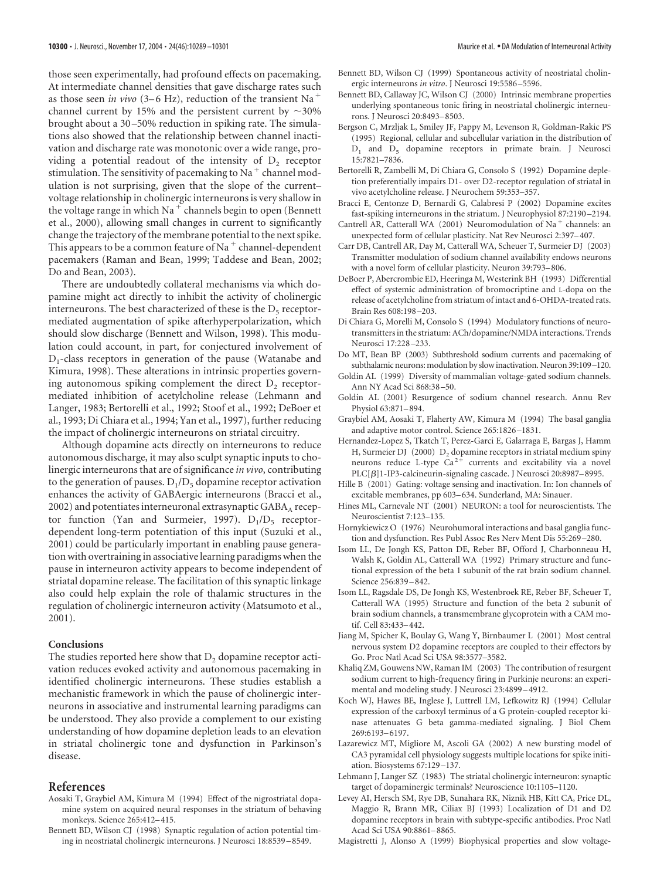those seen experimentally, had profound effects on pacemaking. At intermediate channel densities that gave discharge rates such as those seen *in vivo* (3–6 Hz), reduction of the transient $Na^+$ channel current by 15% and the persistent current by ~30% brought about a 30–50% reduction in spiking rate. The simulations also showed that the relationship between channel inactivation and discharge rate was monotonic over a wide range, providing a potential readout of the intensity of $D_2$ receptor stimulation. The sensitivity of pacemaking to $Na^+$ channel modulation is not surprising, given that the slope of the current–voltage relationship in cholinergic interneurons is very shallow in the voltage range in which $Na^+$ channels begin to open (Bennett et al., 2000), allowing small changes in current to significantly change the trajectory of the membrane potential to the next spike. This appears to be a common feature of $Na^+$ channel-dependent pacemakers (Raman and Bean, 1999; Taddese and Bean, 2002; Do and Bean, 2003).

There are undoubtedly collateral mechanisms via which dopamine might act directly to inhibit the activity of cholinergic interneurons. The best characterized of these is the $D_5$ receptor-mediated augmentation of spike afterhyperpolarization, which should slow discharge (Bennett and Wilson, 1998). This modulation could account, in part, for conjectured involvement of $D_1$-class receptors in generation of the pause (Watanabe and Kimura, 1998). These alterations in intrinsic properties governing autonomous spiking complement the direct $D_2$ receptor-mediated inhibition of acetylcholine release (Lehmann and Langer, 1983; Bertorelli et al., 1992; Stoof et al., 1992; DeBoer et al., 1993; Di Chiara et al., 1994; Yan et al., 1997), further reducing the impact of cholinergic interneurons on striatal circuitry.

Although dopamine acts directly on interneurons to reduce autonomous discharge, it may also sculpt synaptic inputs to cholinergic interneurons that are of significance *in vivo*, contributing to the generation of pauses. $D_1$/$D_5$ dopamine receptor activation enhances the activity of GABAergic interneurons (Bracci et al., 2002) and potentiates interneuronal extrasynaptic $GABA_A$ receptor function (Yan and Surmeier, 1997). $D_1$/$D_5$ receptor-dependent long-term potentiation of this input (Suzuki et al., 2001) could be particularly important in enabling pause generation with overtraining in associative learning paradigms when the pause in interneuron activity appears to become independent of striatal dopamine release. The facilitation of this synaptic linkage also could help explain the role of thalamic structures in the regulation of cholinergic interneuron activity (Matsumoto et al., 2001).

### Conclusions

The studies reported here show that $D_2$ dopamine receptor activation reduces evoked activity and autonomous pacemaking in identified cholinergic interneurons. These studies establish a mechanistic framework in which the pause of cholinergic interneurons in associative and instrumental learning paradigms can be understood. They also provide a complement to our existing understanding of how dopamine depletion leads to an elevation in striatal cholinergic tone and dysfunction in Parkinson's disease.

## References

Aosaki T, Graybiel AM, Kimura M (1994) Effect of the nigrostriatal dopamine system on acquired neural responses in the striatum of behaving monkeys. Science 265:412–415.

Bennett BD, Wilson CJ (1998) Synaptic regulation of action potential timing in neostriatal cholinergic interneurons. J Neurosci 18:8539–8549.

Bennett BD, Wilson CJ (1999) Spontaneous activity of neostriatal cholinergic interneurons *in vitro*. J Neurosci 19:5586–5596.

Bennett BD, Callaway JC, Wilson CJ (2000) Intrinsic membrane properties underlying spontaneous tonic firing in neostriatal cholinergic interneurons. J Neurosci 20:8493–8503.

Bergson C, Mrzljak L, Smiley JF, Pappy M, Levenson R, Goldman-Rakic PS (1995) Regional, cellular and subcellular variation in the distribution of $D_1$ and $D_5$ dopamine receptors in primate brain. J Neurosci 15:7821–7836.

Bertorelli R, Zambelli M, Di Chiara G, Consolo S (1992) Dopamine depletion preferentially impairs D1- over D2-receptor regulation of striatal in vivo acetylcholine release. J Neurochem 59:353–357.

Bracci E, Centonze D, Bernardi G, Calabresi P (2002) Dopamine excites fast-spiking interneurons in the striatum. J Neurophysiol 87:2190–2194.

Cantrell AR, Catterall WA (2001) Neuromodulation of $Na^+$ channels: an unexpected form of cellular plasticity. Nat Rev Neurosci 2:397–407.

Carr DB, Cantrell AR, Day M, Catterall WA, Scheuer T, Surmeier DJ (2003) Transmitter modulation of sodium channel availability endows neurons with a novel form of cellular plasticity. Neuron 39:793–806.

DeBoer P, Abercrombie ED, Heeringa M, Westerink BH (1993) Differential effect of systemic administration of bromocriptine and L-dopa on the release of acetylcholine from striatum of intact and 6-OHDA-treated rats. Brain Res 608:198–203.

Di Chiara G, Morelli M, Consolo S (1994) Modulatory functions of neurotransmitters in the striatum: ACh/dopamine/NMDA interactions. Trends Neurosci 17:228–233.

Do MT, Bean BP (2003) Subthreshold sodium currents and pacemaking of subthalamic neurons: modulation by slow inactivation. Neuron 39:109–120.

Goldin AL (1999) Diversity of mammalian voltage-gated sodium channels. Ann NY Acad Sci 868:38–50.

Goldin AL (2001) Resurgence of sodium channel research. Annu Rev Physiol 63:871–894.

Graybiel AM, Aosaki T, Flaherty AW, Kimura M (1994) The basal ganglia and adaptive motor control. Science 265:1826–1831.

Hernandez-Lopez S, Tkatch T, Perez-Garci E, Galarraga E, Bargas J, Hamm H, Surmeier DJ (2000) $D_2$ dopamine receptors in striatal medium spiny neurons reduce L-type $Ca^{2+}$ currents and excitability via a novel PLC[β]1-IP3-calcineurin-signaling cascade. J Neurosci 20:8987–8995.

Hille B (2001) Gating: voltage sensing and inactivation. In: Ion channels of excitable membranes, pp 603–634. Sunderland, MA: Sinauer.

Hines ML, Carnevale NT (2001) NEURON: a tool for neuroscientists. The Neuroscientist 7:123–135.

Hornykiewicz O (1976) Neurohumoral interactions and basal ganglia function and dysfunction. Res Publ Assoc Res Nerv Ment Dis 55:269–280.

Isom LL, De Jongh KS, Patton DE, Reber BF, Offord J, Charbonneau H, Walsh K, Goldin AL, Catterall WA (1992) Primary structure and functional expression of the beta 1 subunit of the rat brain sodium channel. Science 256:839–842.

Isom LL, Ragsdale DS, De Jongh KS, Westenbroek RE, Reber BF, Scheuer T, Catterall WA (1995) Structure and function of the beta 2 subunit of brain sodium channels, a transmembrane glycoprotein with a CAM motif. Cell 83:433–442.

Jiang M, Spicher K, Boulay G, Wang Y, Birnbaumer L (2001) Most central nervous system D2 dopamine receptors are coupled to their effectors by Go. Proc Natl Acad Sci USA 98:3577–3582.

Khaliq ZM, Gouwens NW, Raman IM (2003) The contribution of resurgent sodium current to high-frequency firing in Purkinje neurons: an experimental and modeling study. J Neurosci 23:4899–4912.

Koch WJ, Hawes BE, Inglese J, Luttrell LM, Lefkowitz RJ (1994) Cellular expression of the carboxyl terminus of a G protein-coupled receptor kinase attenuates G beta gamma-mediated signaling. J Biol Chem 269:6193–6197.

Lazarewicz MT, Migliore M, Ascoli GA (2002) A new bursting model of CA3 pyramidal cell physiology suggests multiple locations for spike initiation. Biosystems 67:129–137.

Lehmann J, Langer SZ (1983) The striatal cholinergic interneuron: synaptic target of dopaminergic terminals? Neuroscience 10:1105–1120.

Levey AI, Hersch SM, Rye DB, Sunahara RK, Niznik HB, Kitt CA, Price DL, Maggio R, Brann MR, Ciliax BJ (1993) Localization of D1 and D2 dopamine receptors in brain with subtype-specific antibodies. Proc Natl Acad Sci USA 90:8861–8865.

Magistretti J, Alonso A (1999) Biophysical properties and slow voltage-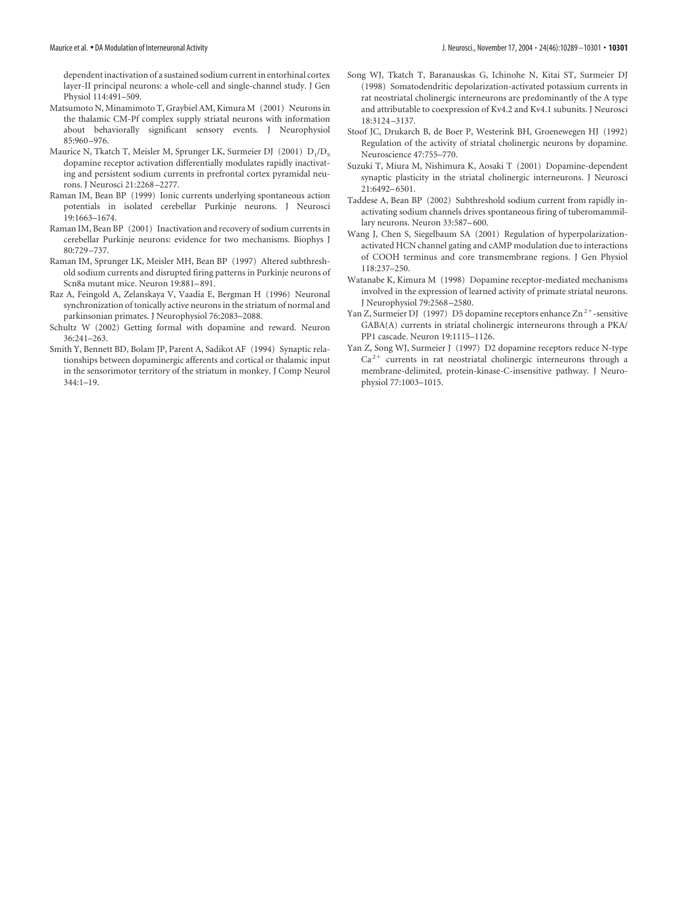dependent inactivation of a sustained sodium current in entorhinal cortex layer-II principal neurons: a whole-cell and single-channel study. J Gen Physiol 114:491–509.

Matsumoto N, Minamimoto T, Graybiel AM, Kimura M (2001) Neurons in the thalamic CM-Pf complex supply striatal neurons with information about behaviorally significant sensory events. J Neurophysiol 85:960–976.

Maurice N, Tkatch T, Meisler M, Sprunger LK, Surmeier DJ (2001) $D_1/D_5$ dopamine receptor activation differentially modulates rapidly inactivating and persistent sodium currents in prefrontal cortex pyramidal neurons. J Neurosci 21:2268–2277.

Raman IM, Bean BP (1999) Ionic currents underlying spontaneous action potentials in isolated cerebellar Purkinje neurons. J Neurosci 19:1663–1674.

Raman IM, Bean BP (2001) Inactivation and recovery of sodium currents in cerebellar Purkinje neurons: evidence for two mechanisms. Biophys J 80:729–737.

Raman IM, Sprunger LK, Meisler MH, Bean BP (1997) Altered subthreshold sodium currents and disrupted firing patterns in Purkinje neurons of Scn8a mutant mice. Neuron 19:881–891.

Raz A, Feingold A, Zelanskaya V, Vaadia E, Bergman H (1996) Neuronal synchronization of tonically active neurons in the striatum of normal and parkinsonian primates. J Neurophysiol 76:2083–2088.

Schultz W (2002) Getting formal with dopamine and reward. Neuron 36:241–263.

Smith Y, Bennett BD, Bolam JP, Parent A, Sadikot AF (1994) Synaptic relationships between dopaminergic afferents and cortical or thalamic input in the sensorimotor territory of the striatum in monkey. J Comp Neurol 344:1–19.

Song WJ, Tkatch T, Baranauskas G, Ichinohe N, Kitai ST, Surmeier DJ (1998) Somatodendritic depolarization-activated potassium currents in rat neostriatal cholinergic interneurons are predominantly of the A type and attributable to coexpression of Kv4.2 and Kv4.1 subunits. J Neurosci 18:3124–3137.

Stoof JC, Drukarch B, de Boer P, Westerink BH, Groenewegen HJ (1992) Regulation of the activity of striatal cholinergic neurons by dopamine. Neuroscience 47:755–770.

Suzuki T, Miura M, Nishimura K, Aosaki T (2001) Dopamine-dependent synaptic plasticity in the striatal cholinergic interneurons. J Neurosci 21:6492–6501.

Taddese A, Bean BP (2002) Subthreshold sodium current from rapidly inactivating sodium channels drives spontaneous firing of tuberomammillary neurons. Neuron 33:587–600.

Wang J, Chen S, Siegelbaum SA (2001) Regulation of hyperpolarization-activated HCN channel gating and cAMP modulation due to interactions of COOH terminus and core transmembrane regions. J Gen Physiol 118:237–250.

Watanabe K, Kimura M (1998) Dopamine receptor-mediated mechanisms involved in the expression of learned activity of primate striatal neurons. J Neurophysiol 79:2568–2580.

Yan Z, Surmeier DJ (1997) D5 dopamine receptors enhance $Zn^{2+}$-sensitive GABA(A) currents in striatal cholinergic interneurons through a PKA/PP1 cascade. Neuron 19:1115–1126.

Yan Z, Song WJ, Surmeier J (1997) D2 dopamine receptors reduce N-type $Ca^{2+}$ currents in rat neostriatal cholinergic interneurons through a membrane-delimited, protein-kinase-C-insensitive pathway. J Neurophysiol 77:1003–1015.